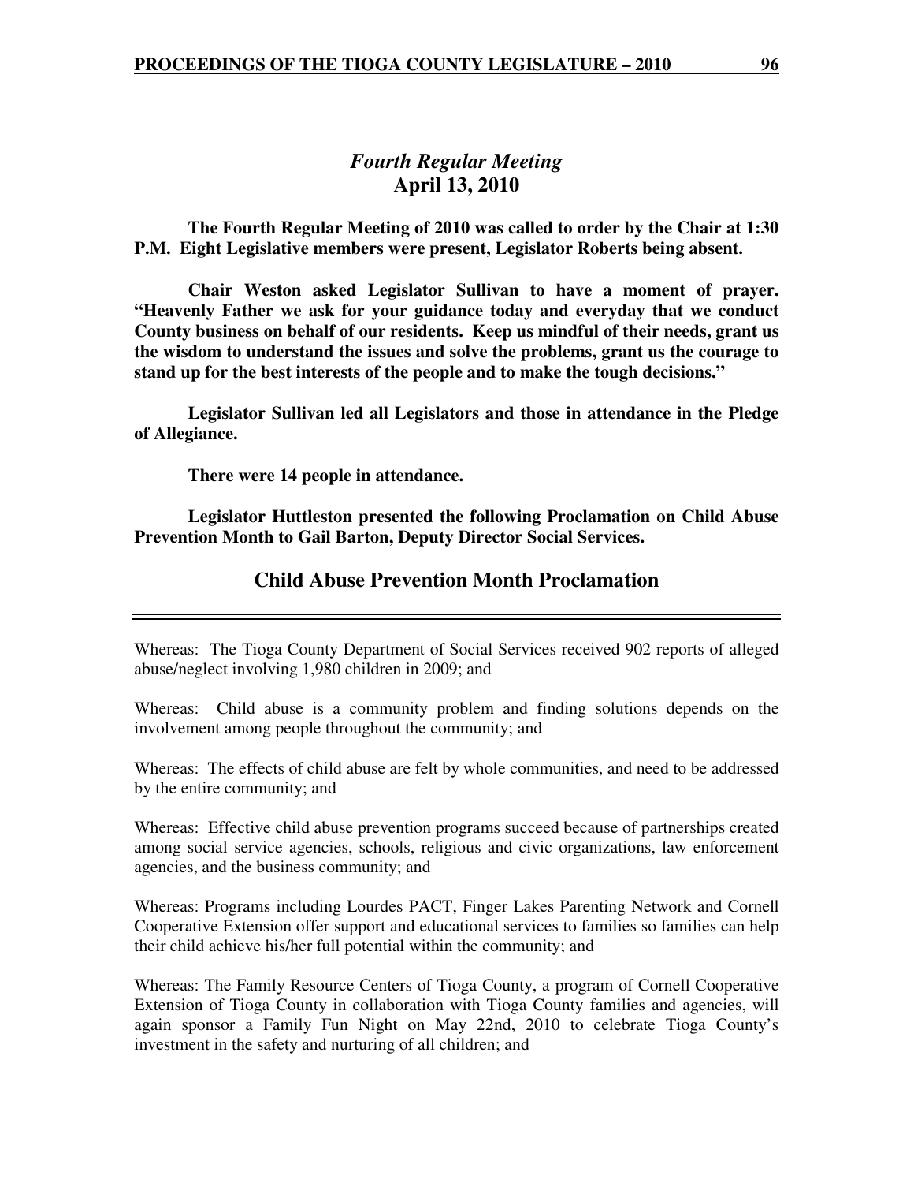## *Fourth Regular Meeting*
## April 13, 2010

**The Fourth Regular Meeting of 2010 was called to order by the Chair at 1:30 P.M. Eight Legislative members were present, Legislator Roberts being absent.**

**Chair Weston asked Legislator Sullivan to have a moment of prayer. "Heavenly Father we ask for your guidance today and everyday that we conduct County business on behalf of our residents. Keep us mindful of their needs, grant us the wisdom to understand the issues and solve the problems, grant us the courage to stand up for the best interests of the people and to make the tough decisions."**

**Legislator Sullivan led all Legislators and those in attendance in the Pledge of Allegiance.**

**There were 14 people in attendance.**

**Legislator Huttleston presented the following Proclamation on Child Abuse Prevention Month to Gail Barton, Deputy Director Social Services.**

## Child Abuse Prevention Month Proclamation

---

Whereas: The Tioga County Department of Social Services received 902 reports of alleged abuse/neglect involving 1,980 children in 2009; and

Whereas: Child abuse is a community problem and finding solutions depends on the involvement among people throughout the community; and

Whereas: The effects of child abuse are felt by whole communities, and need to be addressed by the entire community; and

Whereas: Effective child abuse prevention programs succeed because of partnerships created among social service agencies, schools, religious and civic organizations, law enforcement agencies, and the business community; and

Whereas: Programs including Lourdes PACT, Finger Lakes Parenting Network and Cornell Cooperative Extension offer support and educational services to families so families can help their child achieve his/her full potential within the community; and

Whereas: The Family Resource Centers of Tioga County, a program of Cornell Cooperative Extension of Tioga County in collaboration with Tioga County families and agencies, will again sponsor a Family Fun Night on May 22nd, 2010 to celebrate Tioga County's investment in the safety and nurturing of all children; and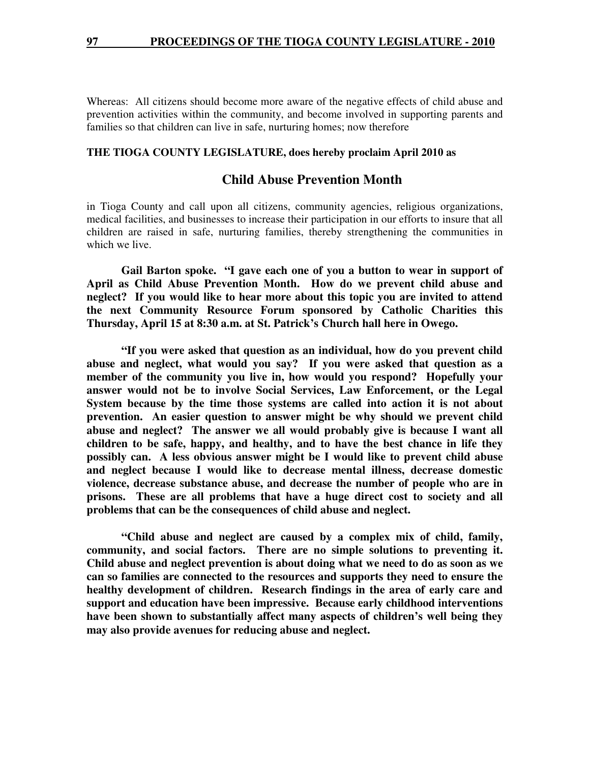Whereas: All citizens should become more aware of the negative effects of child abuse and prevention activities within the community, and become involved in supporting parents and families so that children can live in safe, nurturing homes; now therefore

**THE TIOGA COUNTY LEGISLATURE, does hereby proclaim April 2010 as**

## Child Abuse Prevention Month

in Tioga County and call upon all citizens, community agencies, religious organizations, medical facilities, and businesses to increase their participation in our efforts to insure that all children are raised in safe, nurturing families, thereby strengthening the communities in which we live.

**Gail Barton spoke. "I gave each one of you a button to wear in support of April as Child Abuse Prevention Month. How do we prevent child abuse and neglect? If you would like to hear more about this topic you are invited to attend the next Community Resource Forum sponsored by Catholic Charities this Thursday, April 15 at 8:30 a.m. at St. Patrick's Church hall here in Owego.**

**"If you were asked that question as an individual, how do you prevent child abuse and neglect, what would you say? If you were asked that question as a member of the community you live in, how would you respond? Hopefully your answer would not be to involve Social Services, Law Enforcement, or the Legal System because by the time those systems are called into action it is not about prevention. An easier question to answer might be why should we prevent child abuse and neglect? The answer we all would probably give is because I want all children to be safe, happy, and healthy, and to have the best chance in life they possibly can. A less obvious answer might be I would like to prevent child abuse and neglect because I would like to decrease mental illness, decrease domestic violence, decrease substance abuse, and decrease the number of people who are in prisons. These are all problems that have a huge direct cost to society and all problems that can be the consequences of child abuse and neglect.**

**"Child abuse and neglect are caused by a complex mix of child, family, community, and social factors. There are no simple solutions to preventing it. Child abuse and neglect prevention is about doing what we need to do as soon as we can so families are connected to the resources and supports they need to ensure the healthy development of children. Research findings in the area of early care and support and education have been impressive. Because early childhood interventions have been shown to substantially affect many aspects of children's well being they may also provide avenues for reducing abuse and neglect.**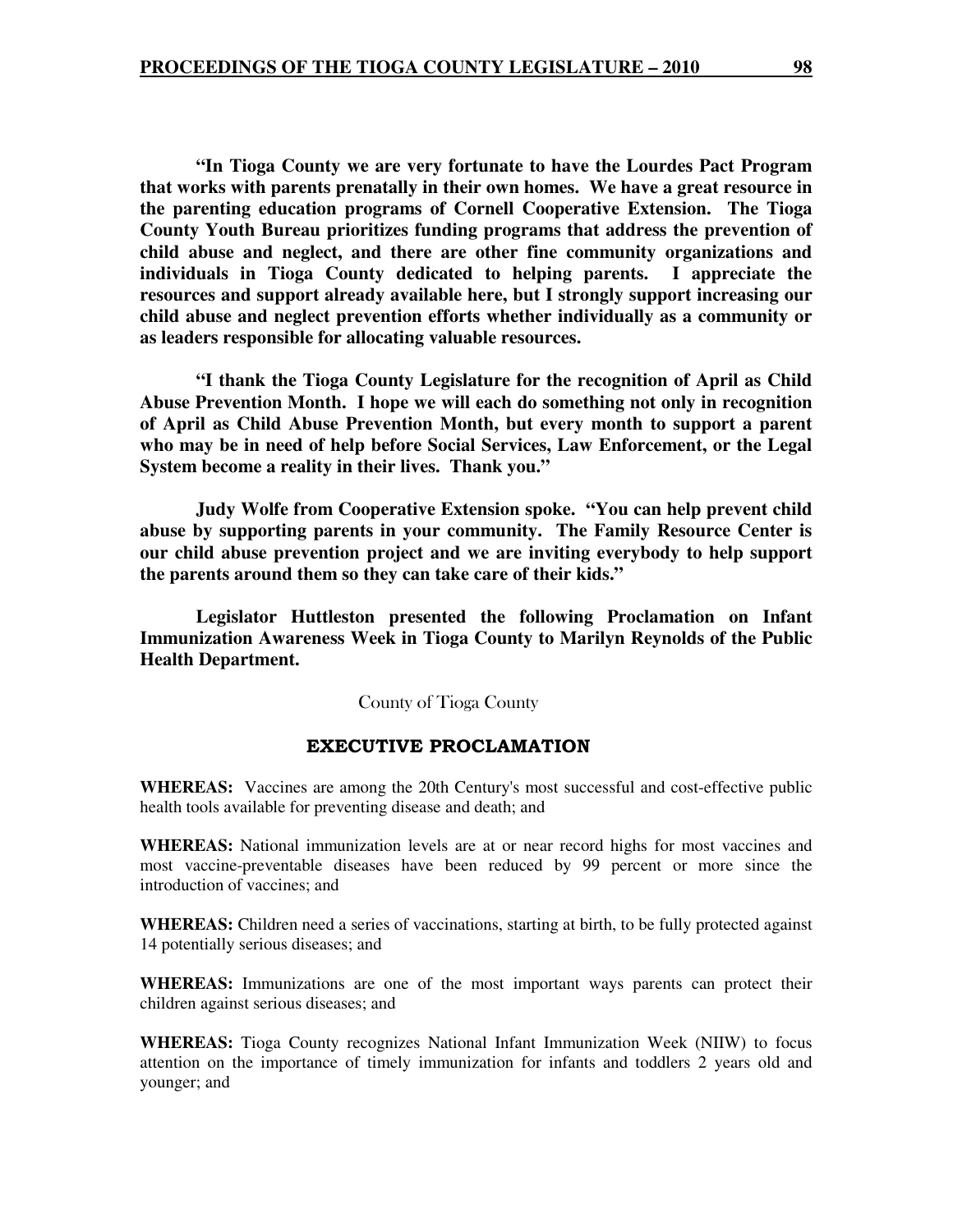**"In Tioga County we are very fortunate to have the Lourdes Pact Program that works with parents prenatally in their own homes. We have a great resource in the parenting education programs of Cornell Cooperative Extension. The Tioga County Youth Bureau prioritizes funding programs that address the prevention of child abuse and neglect, and there are other fine community organizations and individuals in Tioga County dedicated to helping parents. I appreciate the resources and support already available here, but I strongly support increasing our child abuse and neglect prevention efforts whether individually as a community or as leaders responsible for allocating valuable resources.**

**"I thank the Tioga County Legislature for the recognition of April as Child Abuse Prevention Month. I hope we will each do something not only in recognition of April as Child Abuse Prevention Month, but every month to support a parent who may be in need of help before Social Services, Law Enforcement, or the Legal System become a reality in their lives. Thank you."**

**Judy Wolfe from Cooperative Extension spoke. "You can help prevent child abuse by supporting parents in your community. The Family Resource Center is our child abuse prevention project and we are inviting everybody to help support the parents around them so they can take care of their kids."**

**Legislator Huttleston presented the following Proclamation on Infant Immunization Awareness Week in Tioga County to Marilyn Reynolds of the Public Health Department.**

County of Tioga County

## EXECUTIVE PROCLAMATION

**WHEREAS:** Vaccines are among the 20th Century's most successful and cost-effective public health tools available for preventing disease and death; and

**WHEREAS:** National immunization levels are at or near record highs for most vaccines and most vaccine-preventable diseases have been reduced by 99 percent or more since the introduction of vaccines; and

**WHEREAS:** Children need a series of vaccinations, starting at birth, to be fully protected against 14 potentially serious diseases; and

**WHEREAS:** Immunizations are one of the most important ways parents can protect their children against serious diseases; and

**WHEREAS:** Tioga County recognizes National Infant Immunization Week (NIIW) to focus attention on the importance of timely immunization for infants and toddlers 2 years old and younger; and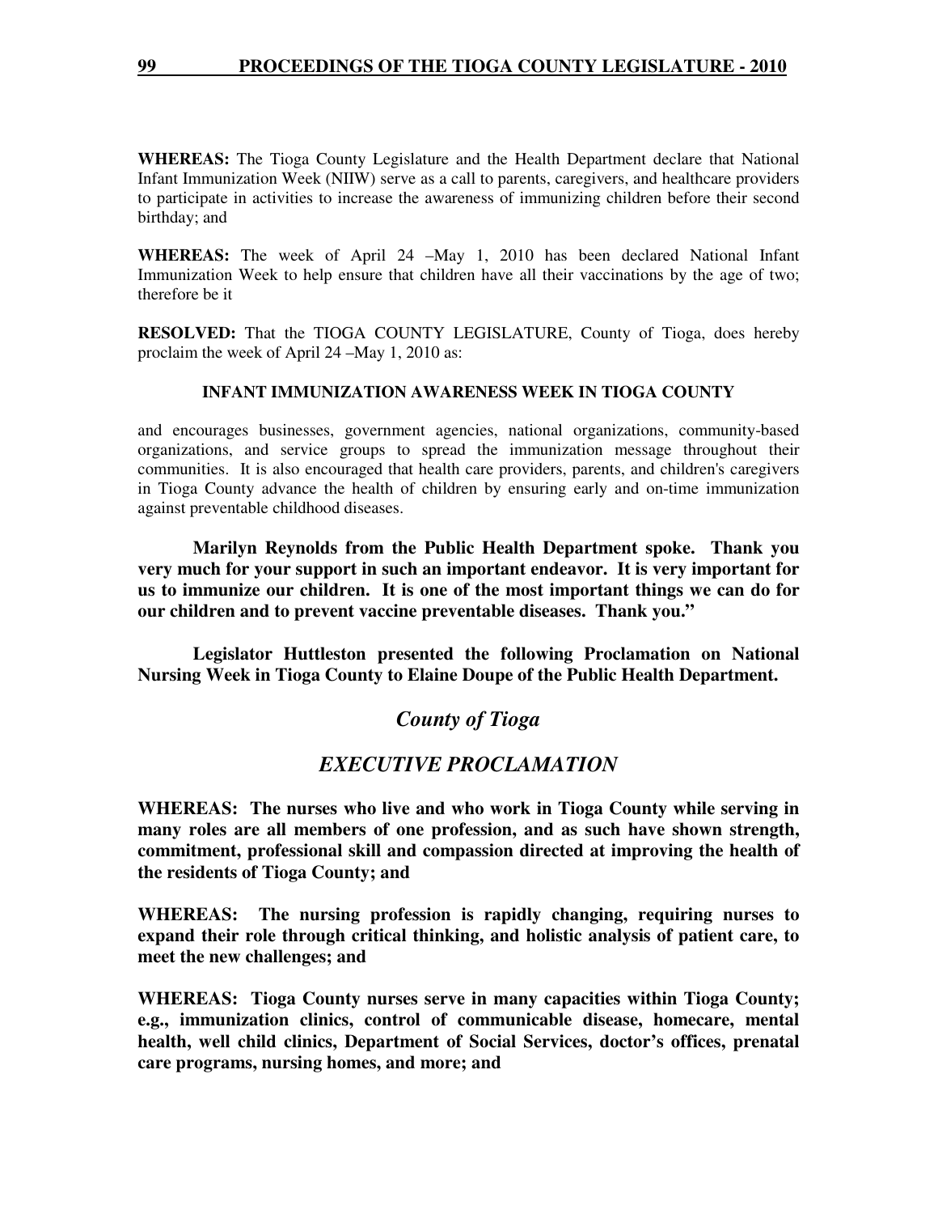**WHEREAS:** The Tioga County Legislature and the Health Department declare that National Infant Immunization Week (NIIW) serve as a call to parents, caregivers, and healthcare providers to participate in activities to increase the awareness of immunizing children before their second birthday; and

**WHEREAS:** The week of April 24 –May 1, 2010 has been declared National Infant Immunization Week to help ensure that children have all their vaccinations by the age of two; therefore be it

**RESOLVED:** That the TIOGA COUNTY LEGISLATURE, County of Tioga, does hereby proclaim the week of April 24 –May 1, 2010 as:

**INFANT IMMUNIZATION AWARENESS WEEK IN TIOGA COUNTY**

and encourages businesses, government agencies, national organizations, community-based organizations, and service groups to spread the immunization message throughout their communities. It is also encouraged that health care providers, parents, and children's caregivers in Tioga County advance the health of children by ensuring early and on-time immunization against preventable childhood diseases.

**Marilyn Reynolds from the Public Health Department spoke. Thank you very much for your support in such an important endeavor. It is very important for us to immunize our children. It is one of the most important things we can do for our children and to prevent vaccine preventable diseases. Thank you."**

**Legislator Huttleston presented the following Proclamation on National Nursing Week in Tioga County to Elaine Doupe of the Public Health Department.**

## *County of Tioga*

## *EXECUTIVE PROCLAMATION*

**WHEREAS: The nurses who live and who work in Tioga County while serving in many roles are all members of one profession, and as such have shown strength, commitment, professional skill and compassion directed at improving the health of the residents of Tioga County; and**

**WHEREAS: The nursing profession is rapidly changing, requiring nurses to expand their role through critical thinking, and holistic analysis of patient care, to meet the new challenges; and**

**WHEREAS: Tioga County nurses serve in many capacities within Tioga County; e.g., immunization clinics, control of communicable disease, homecare, mental health, well child clinics, Department of Social Services, doctor's offices, prenatal care programs, nursing homes, and more; and**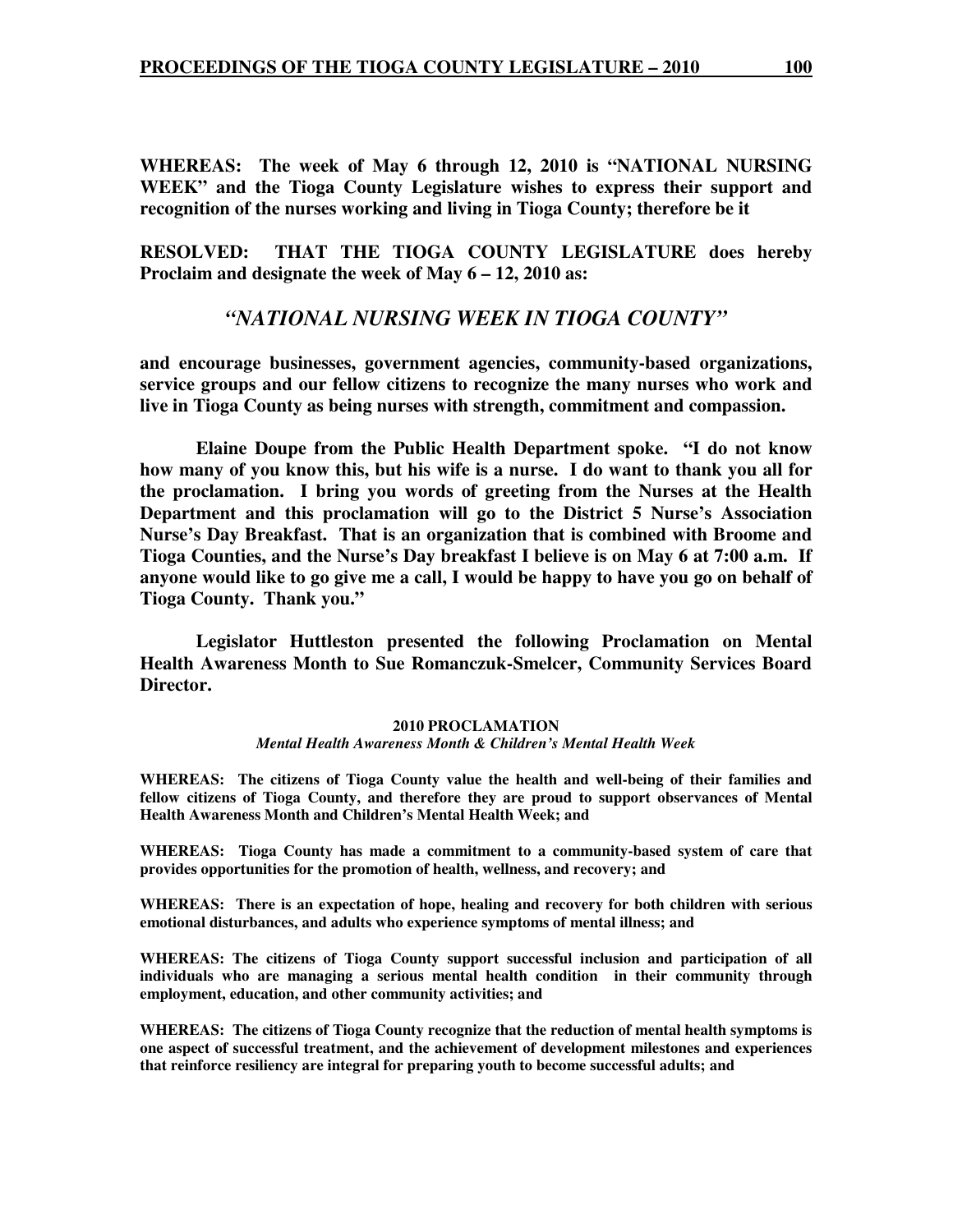**WHEREAS: The week of May 6 through 12, 2010 is "NATIONAL NURSING WEEK" and the Tioga County Legislature wishes to express their support and recognition of the nurses working and living in Tioga County; therefore be it**

**RESOLVED: THAT THE TIOGA COUNTY LEGISLATURE does hereby Proclaim and designate the week of May 6 – 12, 2010 as:**

***"NATIONAL NURSING WEEK IN TIOGA COUNTY"***

**and encourage businesses, government agencies, community-based organizations, service groups and our fellow citizens to recognize the many nurses who work and live in Tioga County as being nurses with strength, commitment and compassion.**

**Elaine Doupe from the Public Health Department spoke. "I do not know how many of you know this, but his wife is a nurse. I do want to thank you all for the proclamation. I bring you words of greeting from the Nurses at the Health Department and this proclamation will go to the District 5 Nurse's Association Nurse's Day Breakfast. That is an organization that is combined with Broome and Tioga Counties, and the Nurse's Day breakfast I believe is on May 6 at 7:00 a.m. If anyone would like to go give me a call, I would be happy to have you go on behalf of Tioga County. Thank you."**

**Legislator Huttleston presented the following Proclamation on Mental Health Awareness Month to Sue Romanczuk-Smelcer, Community Services Board Director.**

**2010 PROCLAMATION**

***Mental Health Awareness Month & Children's Mental Health Week***

**WHEREAS: The citizens of Tioga County value the health and well-being of their families and fellow citizens of Tioga County, and therefore they are proud to support observances of Mental Health Awareness Month and Children's Mental Health Week; and**

**WHEREAS: Tioga County has made a commitment to a community-based system of care that provides opportunities for the promotion of health, wellness, and recovery; and**

**WHEREAS: There is an expectation of hope, healing and recovery for both children with serious emotional disturbances, and adults who experience symptoms of mental illness; and**

**WHEREAS: The citizens of Tioga County support successful inclusion and participation of all individuals who are managing a serious mental health condition in their community through employment, education, and other community activities; and**

**WHEREAS: The citizens of Tioga County recognize that the reduction of mental health symptoms is one aspect of successful treatment, and the achievement of development milestones and experiences that reinforce resiliency are integral for preparing youth to become successful adults; and**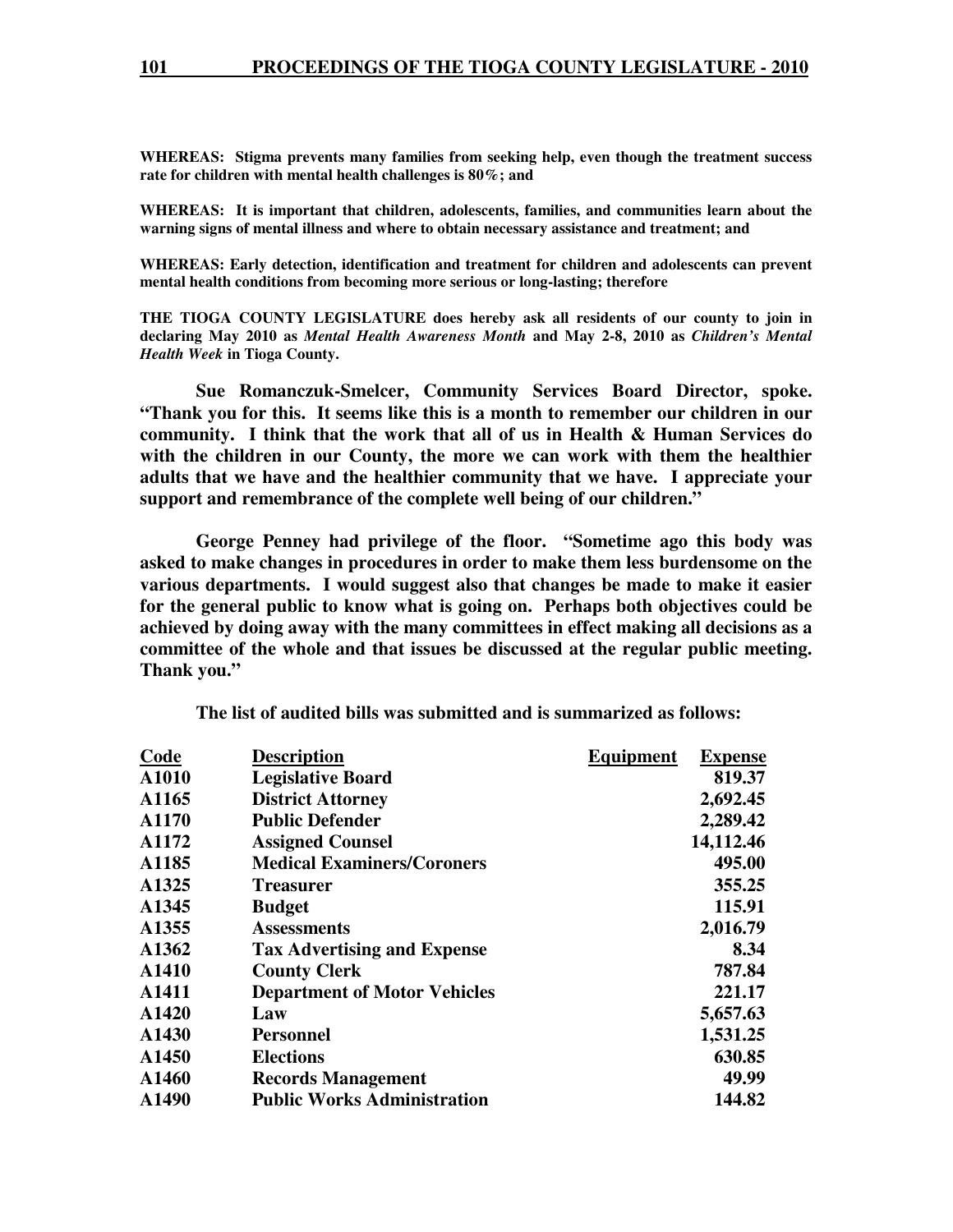**WHEREAS: Stigma prevents many families from seeking help, even though the treatment success rate for children with mental health challenges is 80%; and**

**WHEREAS: It is important that children, adolescents, families, and communities learn about the warning signs of mental illness and where to obtain necessary assistance and treatment; and**

**WHEREAS: Early detection, identification and treatment for children and adolescents can prevent mental health conditions from becoming more serious or long-lasting; therefore**

**THE TIOGA COUNTY LEGISLATURE does hereby ask all residents of our county to join in declaring May 2010 as *Mental Health Awareness Month* and May 2-8, 2010 as *Children's Mental Health Week* in Tioga County.**

**Sue Romanczuk-Smelcer, Community Services Board Director, spoke. "Thank you for this. It seems like this is a month to remember our children in our community. I think that the work that all of us in Health & Human Services do with the children in our County, the more we can work with them the healthier adults that we have and the healthier community that we have. I appreciate your support and remembrance of the complete well being of our children."**

**George Penney had privilege of the floor. "Sometime ago this body was asked to make changes in procedures in order to make them less burdensome on the various departments. I would suggest also that changes be made to make it easier for the general public to know what is going on. Perhaps both objectives could be achieved by doing away with the many committees in effect making all decisions as a committee of the whole and that issues be discussed at the regular public meeting. Thank you."**

**The list of audited bills was submitted and is summarized as follows:**

| Code | Description | Equipment | Expense |
|---|---|---|---|
| A1010 | Legislative Board | | 819.37 |
| A1165 | District Attorney | | 2,692.45 |
| A1170 | Public Defender | | 2,289.42 |
| A1172 | Assigned Counsel | | 14,112.46 |
| A1185 | Medical Examiners/Coroners | | 495.00 |
| A1325 | Treasurer | | 355.25 |
| A1345 | Budget | | 115.91 |
| A1355 | Assessments | | 2,016.79 |
| A1362 | Tax Advertising and Expense | | 8.34 |
| A1410 | County Clerk | | 787.84 |
| A1411 | Department of Motor Vehicles | | 221.17 |
| A1420 | Law | | 5,657.63 |
| A1430 | Personnel | | 1,531.25 |
| A1450 | Elections | | 630.85 |
| A1460 | Records Management | | 49.99 |
| A1490 | Public Works Administration | | 144.82 |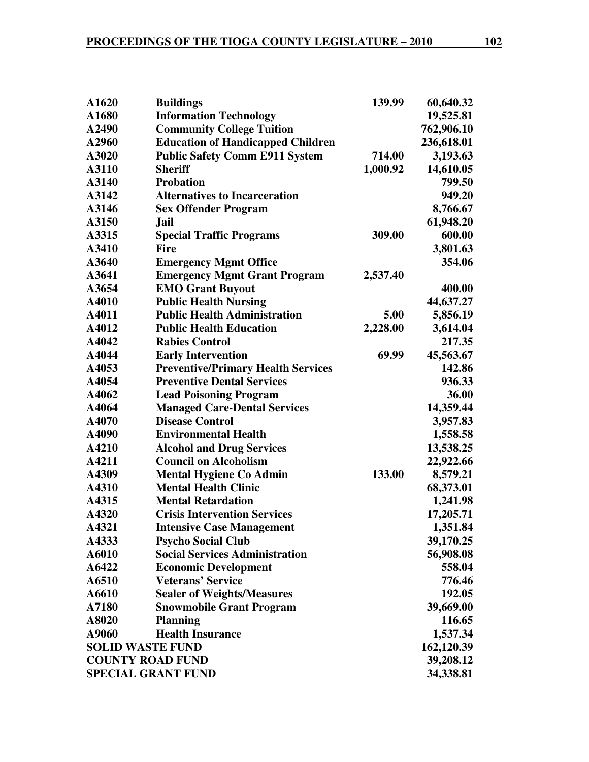| | | | |
|---|---|---|---|
| **A1620** | **Buildings** | **139.99** | **60,640.32** |
| **A1680** | **Information Technology** | | **19,525.81** |
| **A2490** | **Community College Tuition** | | **762,906.10** |
| **A2960** | **Education of Handicapped Children** | | **236,618.01** |
| **A3020** | **Public Safety Comm E911 System** | **714.00** | **3,193.63** |
| **A3110** | **Sheriff** | **1,000.92** | **14,610.05** |
| **A3140** | **Probation** | | **799.50** |
| **A3142** | **Alternatives to Incarceration** | | **949.20** |
| **A3146** | **Sex Offender Program** | | **8,766.67** |
| **A3150** | **Jail** | | **61,948.20** |
| **A3315** | **Special Traffic Programs** | **309.00** | **600.00** |
| **A3410** | **Fire** | | **3,801.63** |
| **A3640** | **Emergency Mgmt Office** | | **354.06** |
| **A3641** | **Emergency Mgmt Grant Program** | **2,537.40** | |
| **A3654** | **EMO Grant Buyout** | | **400.00** |
| **A4010** | **Public Health Nursing** | | **44,637.27** |
| **A4011** | **Public Health Administration** | **5.00** | **5,856.19** |
| **A4012** | **Public Health Education** | **2,228.00** | **3,614.04** |
| **A4042** | **Rabies Control** | | **217.35** |
| **A4044** | **Early Intervention** | **69.99** | **45,563.67** |
| **A4053** | **Preventive/Primary Health Services** | | **142.86** |
| **A4054** | **Preventive Dental Services** | | **936.33** |
| **A4062** | **Lead Poisoning Program** | | **36.00** |
| **A4064** | **Managed Care-Dental Services** | | **14,359.44** |
| **A4070** | **Disease Control** | | **3,957.83** |
| **A4090** | **Environmental Health** | | **1,558.58** |
| **A4210** | **Alcohol and Drug Services** | | **13,538.25** |
| **A4211** | **Council on Alcoholism** | | **22,922.66** |
| **A4309** | **Mental Hygiene Co Admin** | **133.00** | **8,579.21** |
| **A4310** | **Mental Health Clinic** | | **68,373.01** |
| **A4315** | **Mental Retardation** | | **1,241.98** |
| **A4320** | **Crisis Intervention Services** | | **17,205.71** |
| **A4321** | **Intensive Case Management** | | **1,351.84** |
| **A4333** | **Psycho Social Club** | | **39,170.25** |
| **A6010** | **Social Services Administration** | | **56,908.08** |
| **A6422** | **Economic Development** | | **558.04** |
| **A6510** | **Veterans' Service** | | **776.46** |
| **A6610** | **Sealer of Weights/Measures** | | **192.05** |
| **A7180** | **Snowmobile Grant Program** | | **39,669.00** |
| **A8020** | **Planning** | | **116.65** |
| **A9060** | **Health Insurance** | | **1,537.34** |
| **SOLID WASTE FUND** | | | **162,120.39** |
| **COUNTY ROAD FUND** | | | **39,208.12** |
| **SPECIAL GRANT FUND** | | | **34,338.81** |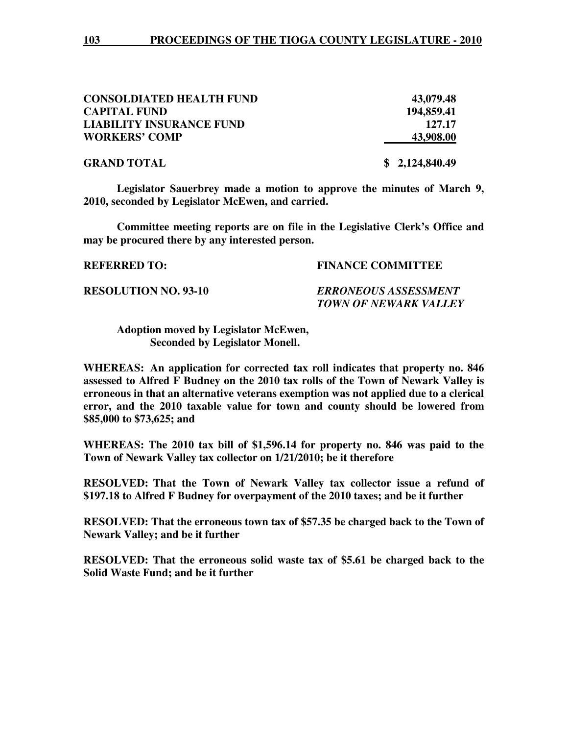| | |
|---|---|
| **CONSOLDIATED HEALTH FUND** | **43,079.48** |
| **CAPITAL FUND** | **194,859.41** |
| **LIABILITY INSURANCE FUND** | **127.17** |
| **WORKERS' COMP** | **43,908.00** |
| **GRAND TOTAL** | **$ 2,124,840.49** |

**Legislator Sauerbrey made a motion to approve the minutes of March 9, 2010, seconded by Legislator McEwen, and carried.**

**Committee meeting reports are on file in the Legislative Clerk's Office and may be procured there by any interested person.**

**REFERRED TO: FINANCE COMMITTEE**

**RESOLUTION NO. 93-10** ***ERRONEOUS ASSESSMENT TOWN OF NEWARK VALLEY***

**Adoption moved by Legislator McEwen,
Seconded by Legislator Monell.**

**WHEREAS: An application for corrected tax roll indicates that property no. 846 assessed to Alfred F Budney on the 2010 tax rolls of the Town of Newark Valley is erroneous in that an alternative veterans exemption was not applied due to a clerical error, and the 2010 taxable value for town and county should be lowered from $85,000 to $73,625; and**

**WHEREAS: The 2010 tax bill of $1,596.14 for property no. 846 was paid to the Town of Newark Valley tax collector on 1/21/2010; be it therefore**

**RESOLVED: That the Town of Newark Valley tax collector issue a refund of $197.18 to Alfred F Budney for overpayment of the 2010 taxes; and be it further**

**RESOLVED: That the erroneous town tax of $57.35 be charged back to the Town of Newark Valley; and be it further**

**RESOLVED: That the erroneous solid waste tax of $5.61 be charged back to the Solid Waste Fund; and be it further**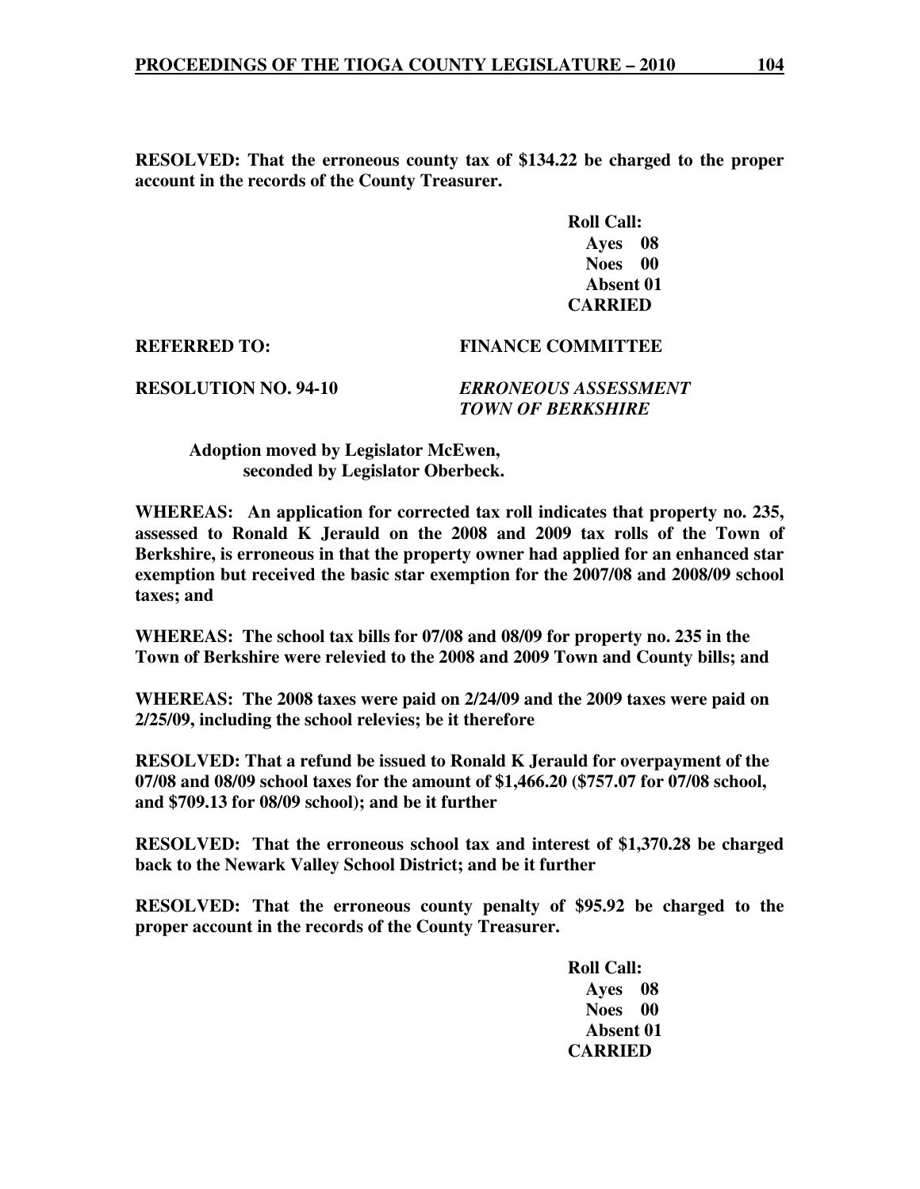**RESOLVED: That the erroneous county tax of $134.22 be charged to the proper account in the records of the County Treasurer.**

**Roll Call:**
**Ayes 08**
**Noes 00**
**Absent 01**
**CARRIED**

**REFERRED TO: FINANCE COMMITTEE**

**RESOLUTION NO. 94-10** ***ERRONEOUS ASSESSMENT TOWN OF BERKSHIRE***

**Adoption moved by Legislator McEwen, seconded by Legislator Oberbeck.**

**WHEREAS: An application for corrected tax roll indicates that property no. 235, assessed to Ronald K Jerauld on the 2008 and 2009 tax rolls of the Town of Berkshire, is erroneous in that the property owner had applied for an enhanced star exemption but received the basic star exemption for the 2007/08 and 2008/09 school taxes; and**

**WHEREAS: The school tax bills for 07/08 and 08/09 for property no. 235 in the Town of Berkshire were relevied to the 2008 and 2009 Town and County bills; and**

**WHEREAS: The 2008 taxes were paid on 2/24/09 and the 2009 taxes were paid on 2/25/09, including the school relevies; be it therefore**

**RESOLVED: That a refund be issued to Ronald K Jerauld for overpayment of the 07/08 and 08/09 school taxes for the amount of $1,466.20 ($757.07 for 07/08 school, and $709.13 for 08/09 school); and be it further**

**RESOLVED: That the erroneous school tax and interest of $1,370.28 be charged back to the Newark Valley School District; and be it further**

**RESOLVED: That the erroneous county penalty of $95.92 be charged to the proper account in the records of the County Treasurer.**

**Roll Call:**
**Ayes 08**
**Noes 00**
**Absent 01**
**CARRIED**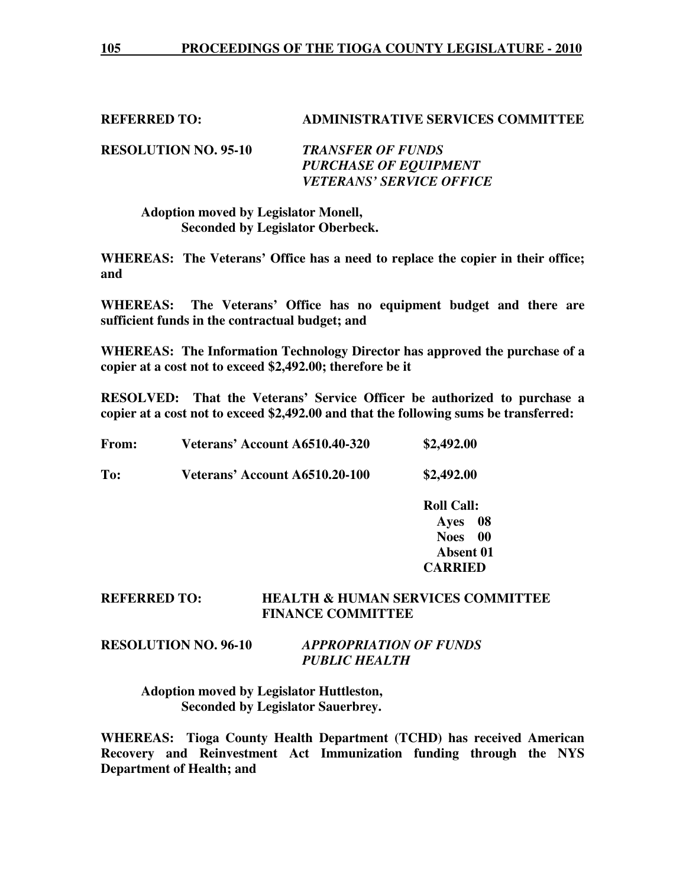**REFERRED TO: ADMINISTRATIVE SERVICES COMMITTEE**

**RESOLUTION NO. 95-10** ***TRANSFER OF FUNDS***
***PURCHASE OF EQUIPMENT***
***VETERANS' SERVICE OFFICE***

**Adoption moved by Legislator Monell,**
**Seconded by Legislator Oberbeck.**

**WHEREAS: The Veterans' Office has a need to replace the copier in their office; and**

**WHEREAS: The Veterans' Office has no equipment budget and there are sufficient funds in the contractual budget; and**

**WHEREAS: The Information Technology Director has approved the purchase of a copier at a cost not to exceed $2,492.00; therefore be it**

**RESOLVED: That the Veterans' Service Officer be authorized to purchase a copier at a cost not to exceed $2,492.00 and that the following sums be transferred:**

| | | |
|---|---|---|
| **From:** | **Veterans' Account A6510.40-320** | **$2,492.00** |
| **To:** | **Veterans' Account A6510.20-100** | **$2,492.00** |

**Roll Call:**
**Ayes 08**
**Noes 00**
**Absent 01**
**CARRIED**

**REFERRED TO: HEALTH & HUMAN SERVICES COMMITTEE**
**FINANCE COMMITTEE**

**RESOLUTION NO. 96-10** ***APPROPRIATION OF FUNDS***
***PUBLIC HEALTH***

**Adoption moved by Legislator Huttleston,**
**Seconded by Legislator Sauerbrey.**

**WHEREAS: Tioga County Health Department (TCHD) has received American Recovery and Reinvestment Act Immunization funding through the NYS Department of Health; and**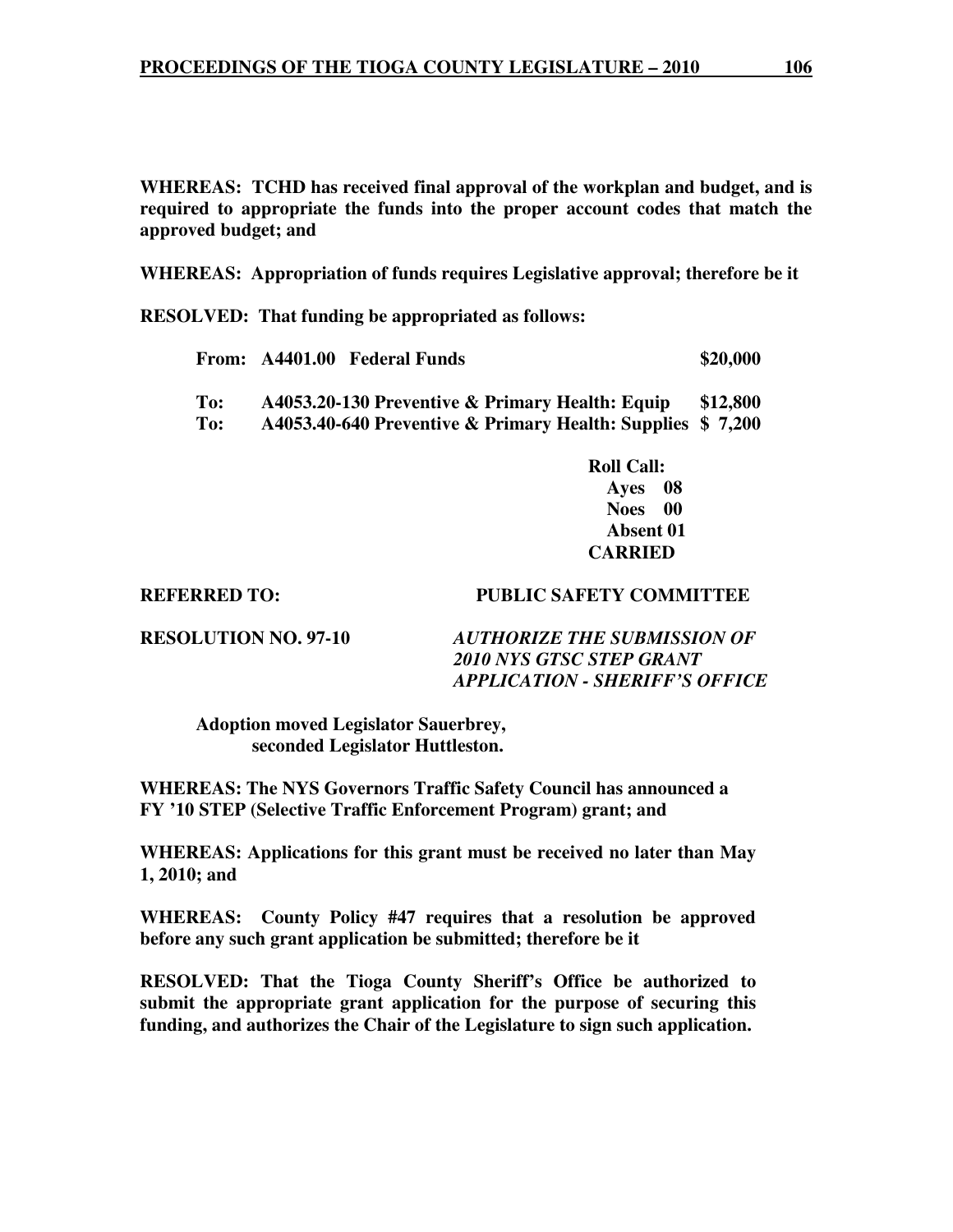**WHEREAS: TCHD has received final approval of the workplan and budget, and is required to appropriate the funds into the proper account codes that match the approved budget; and**

**WHEREAS: Appropriation of funds requires Legislative approval; therefore be it**

**RESOLVED: That funding be appropriated as follows:**

| | | |
|---|---|---|
| **From:** | **A4401.00 Federal Funds** | **$20,000** |
| **To:** | **A4053.20-130 Preventive & Primary Health: Equip** | **$12,800** |
| **To:** | **A4053.40-640 Preventive & Primary Health: Supplies** | **$ 7,200** |

**Roll Call:**
**Ayes 08**
**Noes 00**
**Absent 01**
**CARRIED**

**REFERRED TO: PUBLIC SAFETY COMMITTEE**

**RESOLUTION NO. 97-10** ***AUTHORIZE THE SUBMISSION OF 2010 NYS GTSC STEP GRANT APPLICATION - SHERIFF'S OFFICE***

**Adoption moved Legislator Sauerbrey, seconded Legislator Huttleston.**

**WHEREAS: The NYS Governors Traffic Safety Council has announced a FY '10 STEP (Selective Traffic Enforcement Program) grant; and**

**WHEREAS: Applications for this grant must be received no later than May 1, 2010; and**

**WHEREAS: County Policy #47 requires that a resolution be approved before any such grant application be submitted; therefore be it**

**RESOLVED: That the Tioga County Sheriff's Office be authorized to submit the appropriate grant application for the purpose of securing this funding, and authorizes the Chair of the Legislature to sign such application.**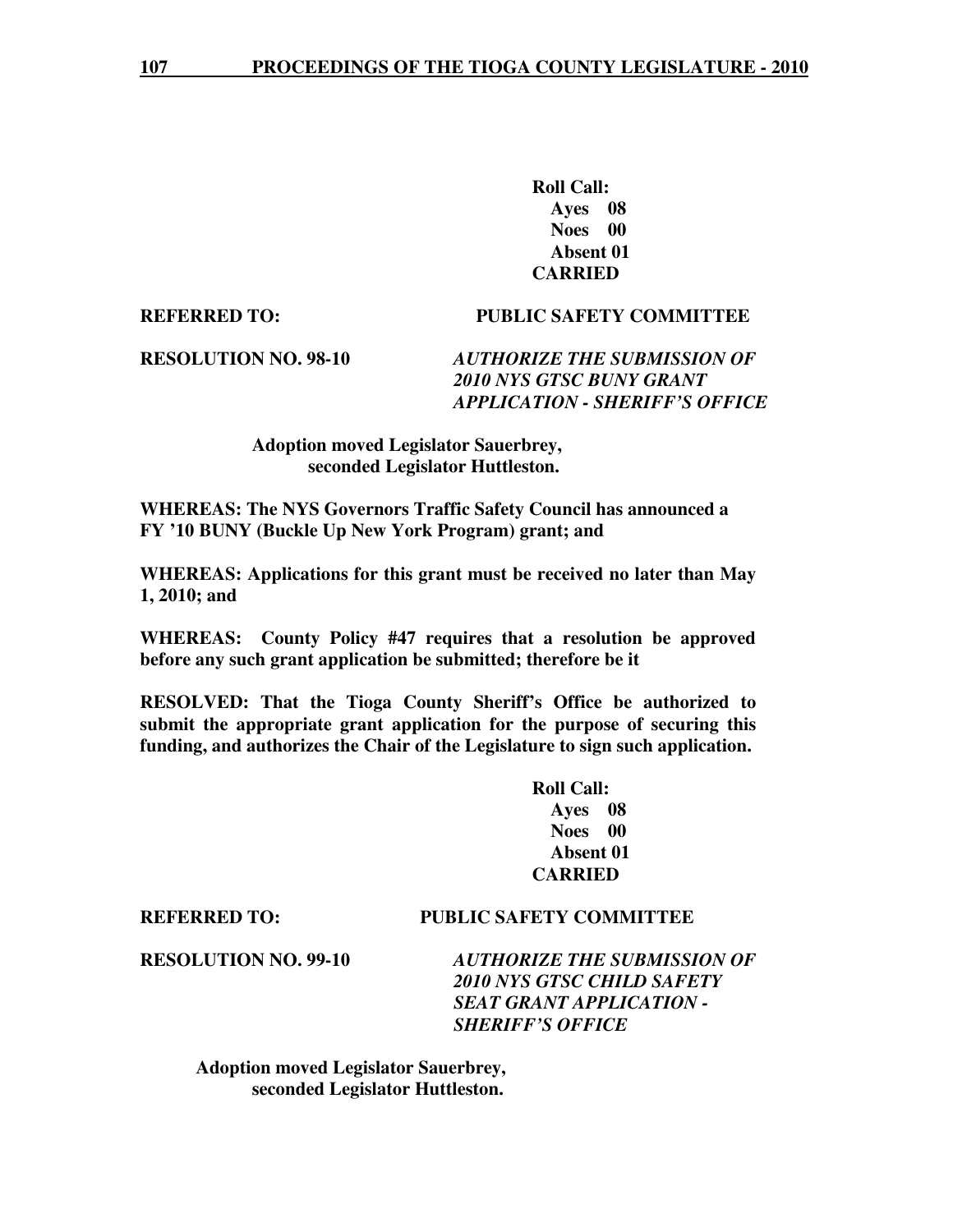**Roll Call:**
**Ayes 08**
**Noes 00**
**Absent 01**
**CARRIED**

**REFERRED TO: PUBLIC SAFETY COMMITTEE**

**RESOLUTION NO. 98-10** ***AUTHORIZE THE SUBMISSION OF 2010 NYS GTSC BUNY GRANT APPLICATION - SHERIFF'S OFFICE***

**Adoption moved Legislator Sauerbrey, seconded Legislator Huttleston.**

**WHEREAS: The NYS Governors Traffic Safety Council has announced a FY '10 BUNY (Buckle Up New York Program) grant; and**

**WHEREAS: Applications for this grant must be received no later than May 1, 2010; and**

**WHEREAS: County Policy #47 requires that a resolution be approved before any such grant application be submitted; therefore be it**

**RESOLVED: That the Tioga County Sheriff's Office be authorized to submit the appropriate grant application for the purpose of securing this funding, and authorizes the Chair of the Legislature to sign such application.**

**Roll Call:**
**Ayes 08**
**Noes 00**
**Absent 01**
**CARRIED**

**REFERRED TO: PUBLIC SAFETY COMMITTEE**

**RESOLUTION NO. 99-10** ***AUTHORIZE THE SUBMISSION OF 2010 NYS GTSC CHILD SAFETY SEAT GRANT APPLICATION - SHERIFF'S OFFICE***

**Adoption moved Legislator Sauerbrey, seconded Legislator Huttleston.**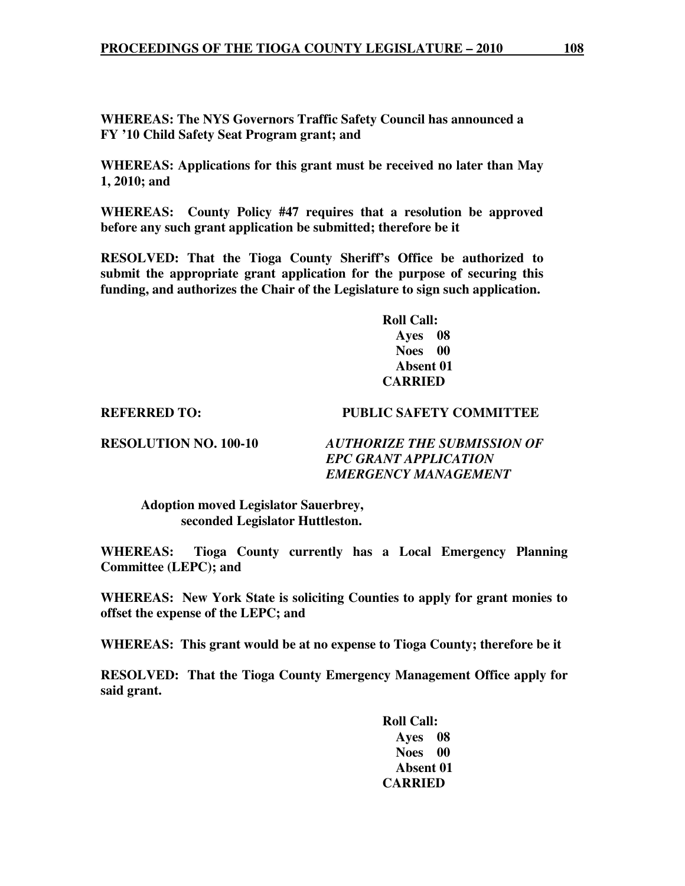**WHEREAS: The NYS Governors Traffic Safety Council has announced a FY '10 Child Safety Seat Program grant; and**

**WHEREAS: Applications for this grant must be received no later than May 1, 2010; and**

**WHEREAS: County Policy #47 requires that a resolution be approved before any such grant application be submitted; therefore be it**

**RESOLVED: That the Tioga County Sheriff's Office be authorized to submit the appropriate grant application for the purpose of securing this funding, and authorizes the Chair of the Legislature to sign such application.**

**Roll Call:**
**Ayes 08**
**Noes 00**
**Absent 01**
**CARRIED**

**REFERRED TO: PUBLIC SAFETY COMMITTEE**

**RESOLUTION NO. 100-10** ***AUTHORIZE THE SUBMISSION OF EPC GRANT APPLICATION EMERGENCY MANAGEMENT***

**Adoption moved Legislator Sauerbrey, seconded Legislator Huttleston.**

**WHEREAS: Tioga County currently has a Local Emergency Planning Committee (LEPC); and**

**WHEREAS: New York State is soliciting Counties to apply for grant monies to offset the expense of the LEPC; and**

**WHEREAS: This grant would be at no expense to Tioga County; therefore be it**

**RESOLVED: That the Tioga County Emergency Management Office apply for said grant.**

**Roll Call:**
**Ayes 08**
**Noes 00**
**Absent 01**
**CARRIED**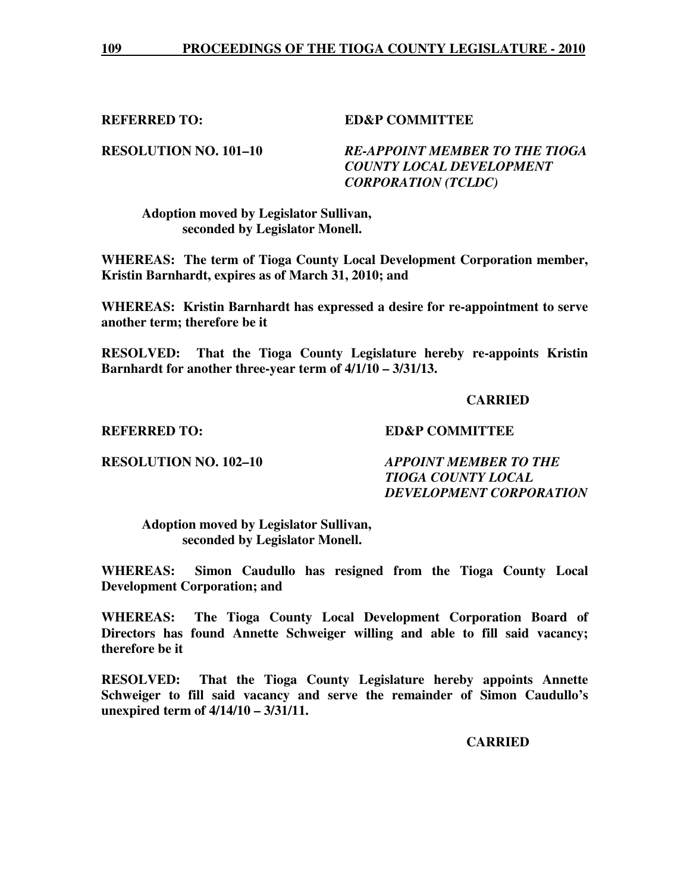**REFERRED TO:** **ED&P COMMITTEE**

**RESOLUTION NO. 101–10** ***RE-APPOINT MEMBER TO THE TIOGA COUNTY LOCAL DEVELOPMENT CORPORATION (TCLDC)***

**Adoption moved by Legislator Sullivan, seconded by Legislator Monell.**

**WHEREAS: The term of Tioga County Local Development Corporation member, Kristin Barnhardt, expires as of March 31, 2010; and**

**WHEREAS: Kristin Barnhardt has expressed a desire for re-appointment to serve another term; therefore be it**

**RESOLVED: That the Tioga County Legislature hereby re-appoints Kristin Barnhardt for another three-year term of 4/1/10 – 3/31/13.**

**CARRIED**

**REFERRED TO:** **ED&P COMMITTEE**

**RESOLUTION NO. 102–10** ***APPOINT MEMBER TO THE TIOGA COUNTY LOCAL DEVELOPMENT CORPORATION***

**Adoption moved by Legislator Sullivan, seconded by Legislator Monell.**

**WHEREAS: Simon Caudullo has resigned from the Tioga County Local Development Corporation; and**

**WHEREAS: The Tioga County Local Development Corporation Board of Directors has found Annette Schweiger willing and able to fill said vacancy; therefore be it**

**RESOLVED: That the Tioga County Legislature hereby appoints Annette Schweiger to fill said vacancy and serve the remainder of Simon Caudullo's unexpired term of 4/14/10 – 3/31/11.**

**CARRIED**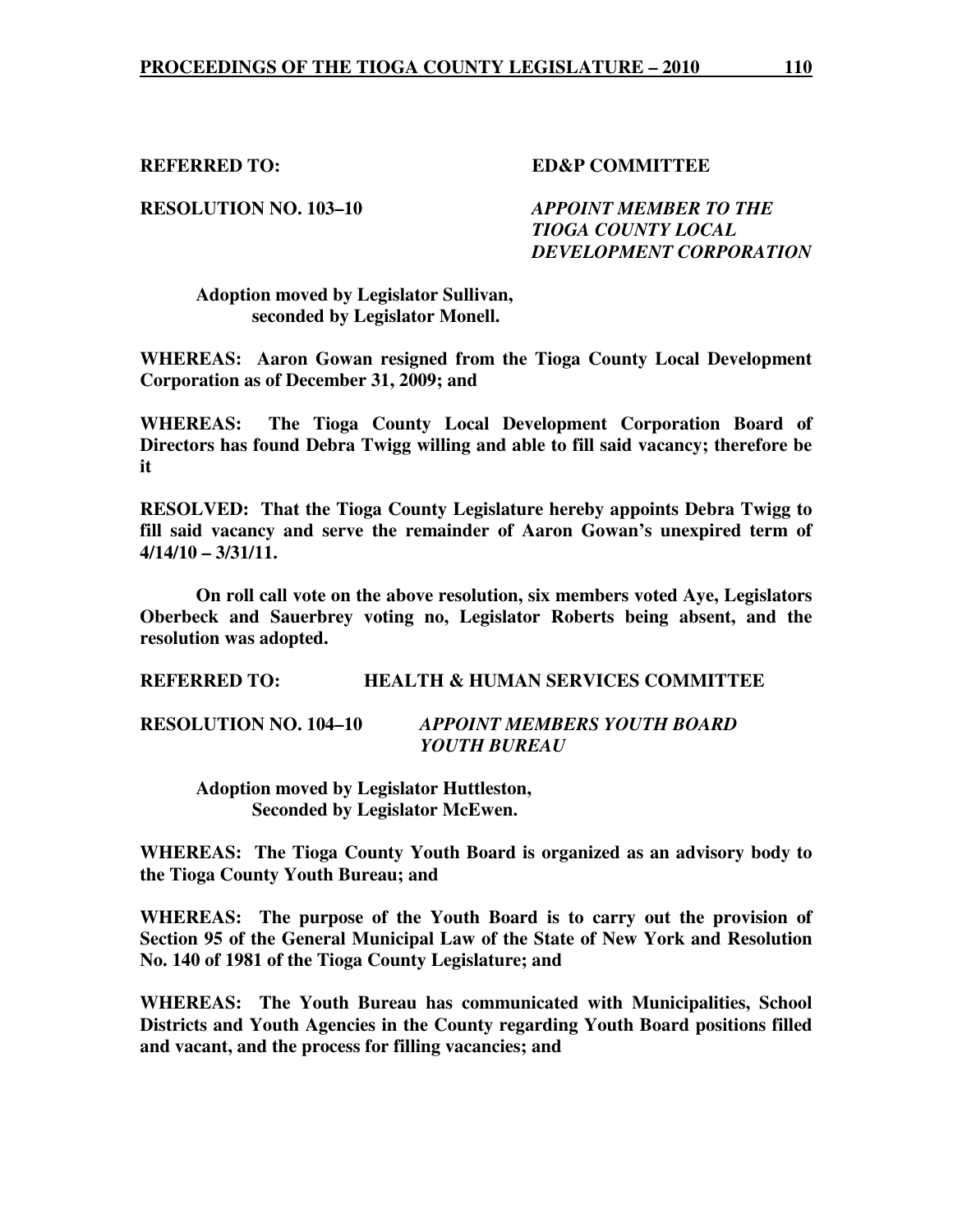**REFERRED TO: ED&P COMMITTEE**

**RESOLUTION NO. 103–10** ***APPOINT MEMBER TO THE TIOGA COUNTY LOCAL DEVELOPMENT CORPORATION***

**Adoption moved by Legislator Sullivan, seconded by Legislator Monell.**

**WHEREAS: Aaron Gowan resigned from the Tioga County Local Development Corporation as of December 31, 2009; and**

**WHEREAS: The Tioga County Local Development Corporation Board of Directors has found Debra Twigg willing and able to fill said vacancy; therefore be it**

**RESOLVED: That the Tioga County Legislature hereby appoints Debra Twigg to fill said vacancy and serve the remainder of Aaron Gowan's unexpired term of 4/14/10 – 3/31/11.**

**On roll call vote on the above resolution, six members voted Aye, Legislators Oberbeck and Sauerbrey voting no, Legislator Roberts being absent, and the resolution was adopted.**

**REFERRED TO: HEALTH & HUMAN SERVICES COMMITTEE**

**RESOLUTION NO. 104–10** ***APPOINT MEMBERS YOUTH BOARD YOUTH BUREAU***

**Adoption moved by Legislator Huttleston, Seconded by Legislator McEwen.**

**WHEREAS: The Tioga County Youth Board is organized as an advisory body to the Tioga County Youth Bureau; and**

**WHEREAS: The purpose of the Youth Board is to carry out the provision of Section 95 of the General Municipal Law of the State of New York and Resolution No. 140 of 1981 of the Tioga County Legislature; and**

**WHEREAS: The Youth Bureau has communicated with Municipalities, School Districts and Youth Agencies in the County regarding Youth Board positions filled and vacant, and the process for filling vacancies; and**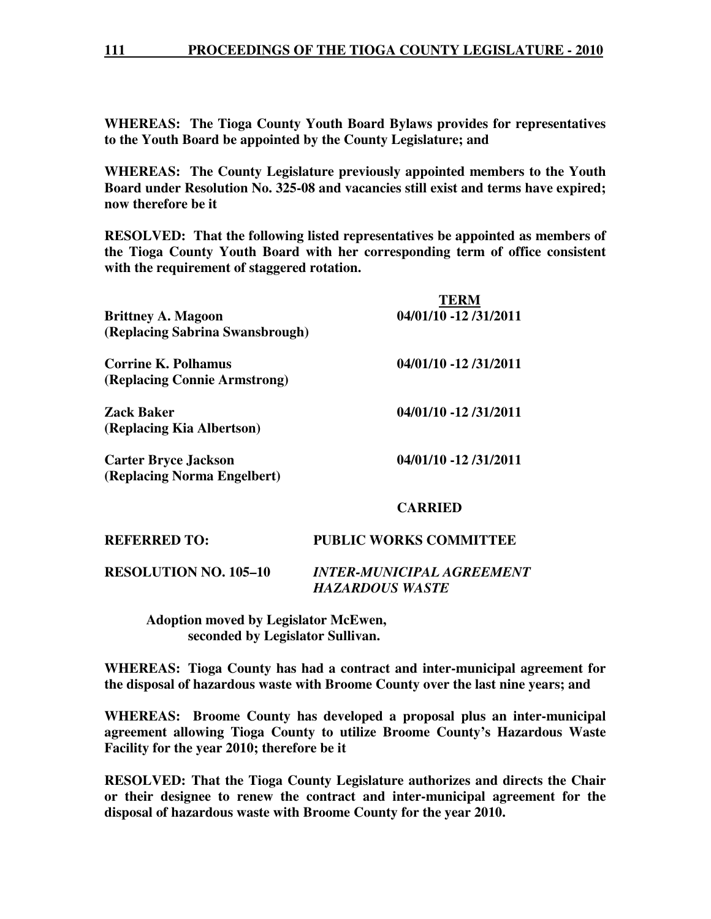**WHEREAS: The Tioga County Youth Board Bylaws provides for representatives to the Youth Board be appointed by the County Legislature; and**

**WHEREAS: The County Legislature previously appointed members to the Youth Board under Resolution No. 325-08 and vacancies still exist and terms have expired; now therefore be it**

**RESOLVED: That the following listed representatives be appointed as members of the Tioga County Youth Board with her corresponding term of office consistent with the requirement of staggered rotation.**

| | **TERM** |
|---|---|
| **Brittney A. Magoon (Replacing Sabrina Swansbrough)** | **04/01/10 -12 /31/2011** |
| **Corrine K. Polhamus (Replacing Connie Armstrong)** | **04/01/10 -12 /31/2011** |
| **Zack Baker (Replacing Kia Albertson)** | **04/01/10 -12 /31/2011** |
| **Carter Bryce Jackson (Replacing Norma Engelbert)** | **04/01/10 -12 /31/2011** |

**CARRIED**

**REFERRED TO: PUBLIC WORKS COMMITTEE**

**RESOLUTION NO. 105–10** ***INTER-MUNICIPAL AGREEMENT HAZARDOUS WASTE***

**Adoption moved by Legislator McEwen, seconded by Legislator Sullivan.**

**WHEREAS: Tioga County has had a contract and inter-municipal agreement for the disposal of hazardous waste with Broome County over the last nine years; and**

**WHEREAS: Broome County has developed a proposal plus an inter-municipal agreement allowing Tioga County to utilize Broome County's Hazardous Waste Facility for the year 2010; therefore be it**

**RESOLVED: That the Tioga County Legislature authorizes and directs the Chair or their designee to renew the contract and inter-municipal agreement for the disposal of hazardous waste with Broome County for the year 2010.**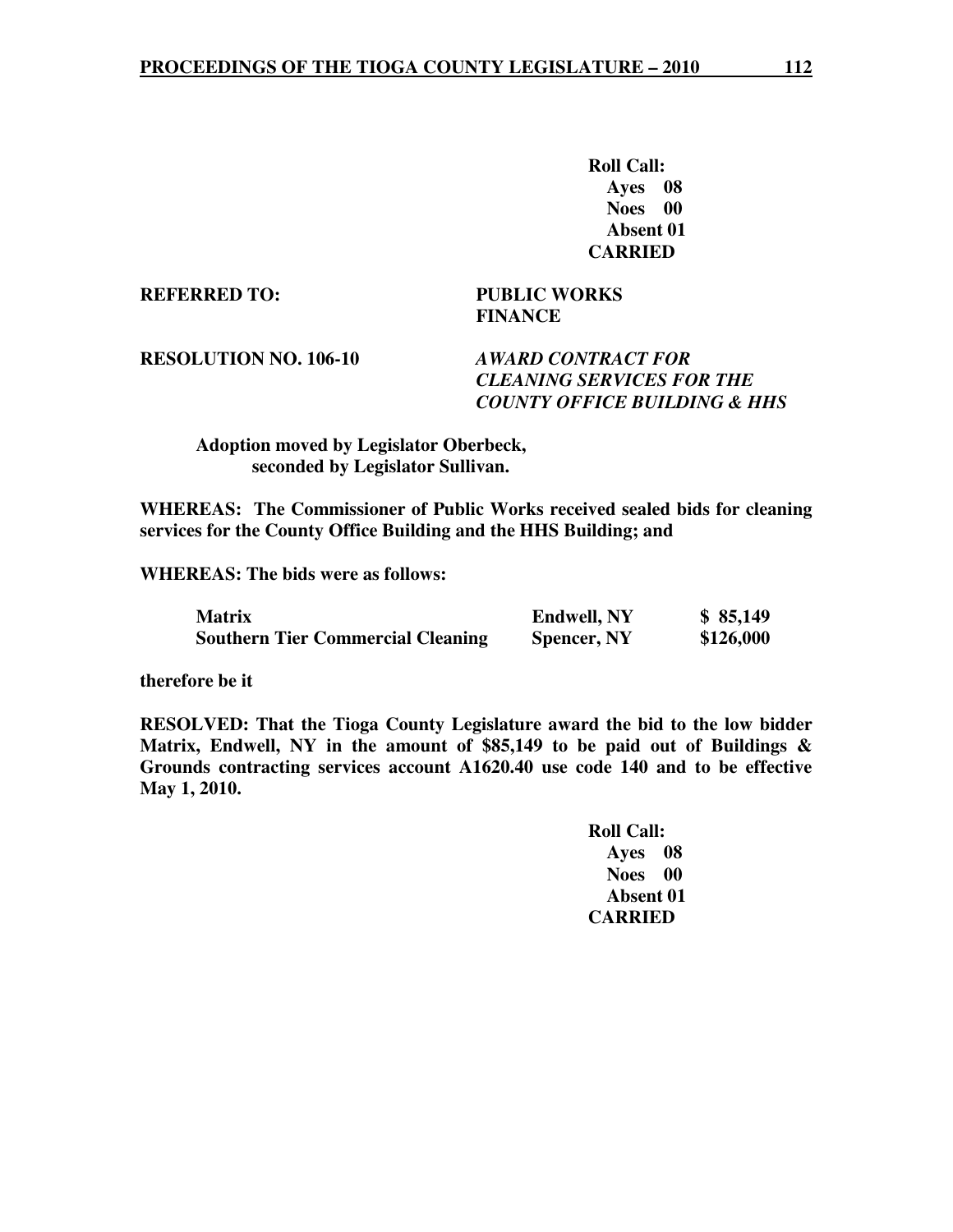**Roll Call:**
**Ayes 08**
**Noes 00**
**Absent 01**
**CARRIED**

**REFERRED TO:** **PUBLIC WORKS**
**FINANCE**

**RESOLUTION NO. 106-10** ***AWARD CONTRACT FOR CLEANING SERVICES FOR THE COUNTY OFFICE BUILDING & HHS***

**Adoption moved by Legislator Oberbeck, seconded by Legislator Sullivan.**

**WHEREAS: The Commissioner of Public Works received sealed bids for cleaning services for the County Office Building and the HHS Building; and**

**WHEREAS: The bids were as follows:**

| | | |
|---|---|---|
| **Matrix** | **Endwell, NY** | **$ 85,149** |
| **Southern Tier Commercial Cleaning** | **Spencer, NY** | **$126,000** |

**therefore be it**

**RESOLVED: That the Tioga County Legislature award the bid to the low bidder Matrix, Endwell, NY in the amount of $85,149 to be paid out of Buildings & Grounds contracting services account A1620.40 use code 140 and to be effective May 1, 2010.**

**Roll Call:**
**Ayes 08**
**Noes 00**
**Absent 01**
**CARRIED**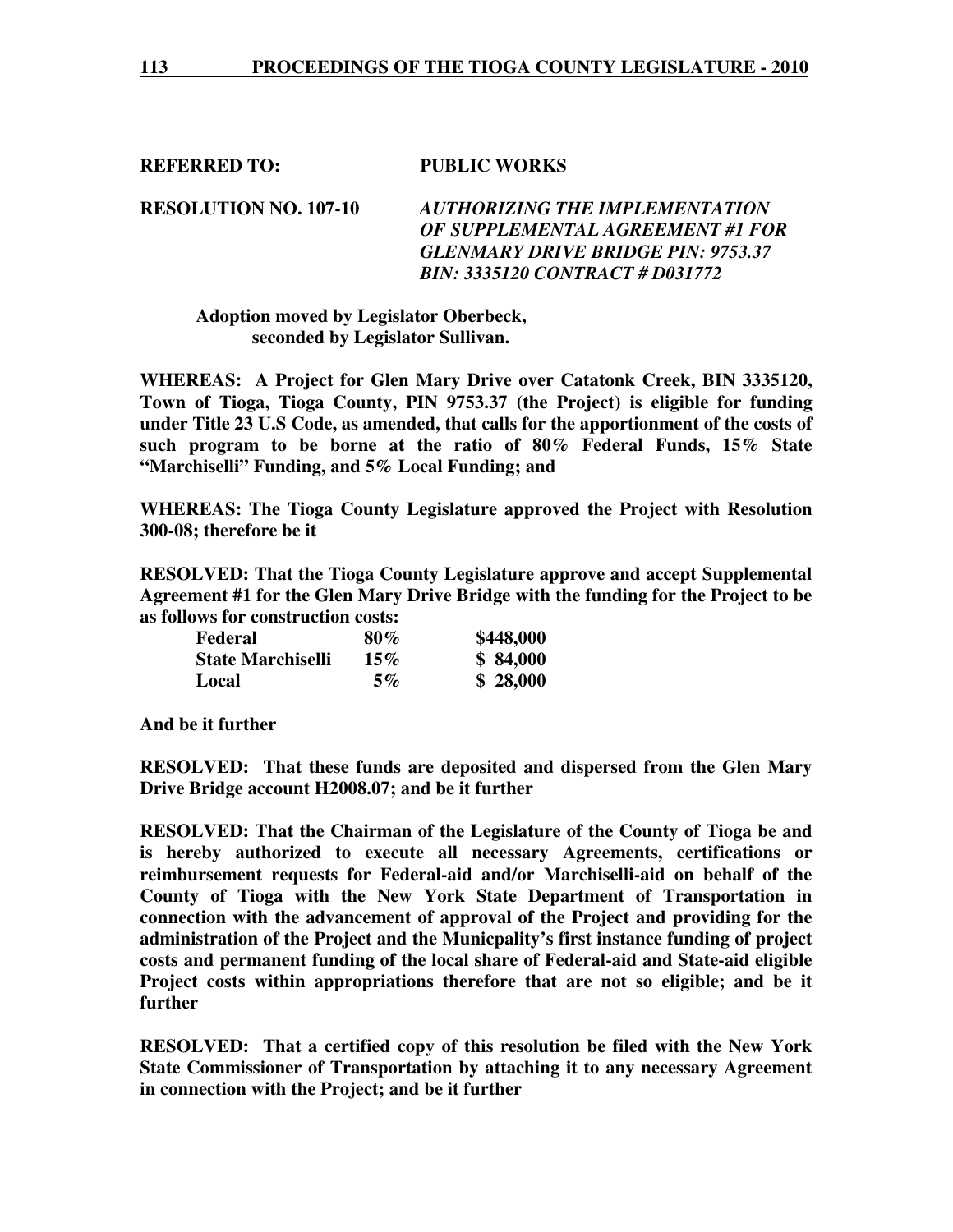**REFERRED TO: PUBLIC WORKS**

**RESOLUTION NO. 107-10** ***AUTHORIZING THE IMPLEMENTATION OF SUPPLEMENTAL AGREEMENT #1 FOR GLENMARY DRIVE BRIDGE PIN: 9753.37 BIN: 3335120 CONTRACT # D031772***

**Adoption moved by Legislator Oberbeck, seconded by Legislator Sullivan.**

**WHEREAS: A Project for Glen Mary Drive over Catatonk Creek, BIN 3335120, Town of Tioga, Tioga County, PIN 9753.37 (the Project) is eligible for funding under Title 23 U.S Code, as amended, that calls for the apportionment of the costs of such program to be borne at the ratio of 80% Federal Funds, 15% State "Marchiselli" Funding, and 5% Local Funding; and**

**WHEREAS: The Tioga County Legislature approved the Project with Resolution 300-08; therefore be it**

**RESOLVED: That the Tioga County Legislature approve and accept Supplemental Agreement #1 for the Glen Mary Drive Bridge with the funding for the Project to be as follows for construction costs:**

| | | |
|---|---|---|
| **Federal** | **80%** | **$448,000** |
| **State Marchiselli** | **15%** | **$ 84,000** |
| **Local** | **5%** | **$ 28,000** |

**And be it further**

**RESOLVED: That these funds are deposited and dispersed from the Glen Mary Drive Bridge account H2008.07; and be it further**

**RESOLVED: That the Chairman of the Legislature of the County of Tioga be and is hereby authorized to execute all necessary Agreements, certifications or reimbursement requests for Federal-aid and/or Marchiselli-aid on behalf of the County of Tioga with the New York State Department of Transportation in connection with the advancement of approval of the Project and providing for the administration of the Project and the Municpality's first instance funding of project costs and permanent funding of the local share of Federal-aid and State-aid eligible Project costs within appropriations therefore that are not so eligible; and be it further**

**RESOLVED: That a certified copy of this resolution be filed with the New York State Commissioner of Transportation by attaching it to any necessary Agreement in connection with the Project; and be it further**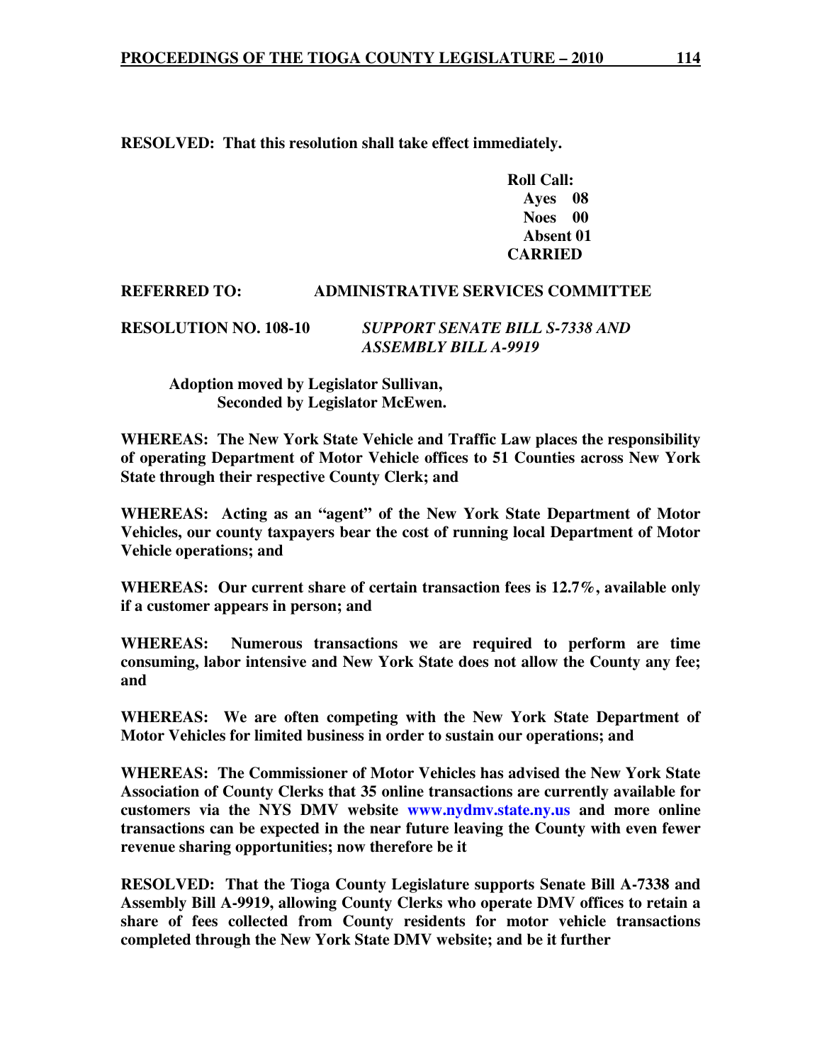**RESOLVED: That this resolution shall take effect immediately.**

**Roll Call:**
**Ayes 08**
**Noes 00**
**Absent 01**
**CARRIED**

**REFERRED TO: ADMINISTRATIVE SERVICES COMMITTEE**

**RESOLUTION NO. 108-10** ***SUPPORT SENATE BILL S-7338 AND ASSEMBLY BILL A-9919***

**Adoption moved by Legislator Sullivan,**
**Seconded by Legislator McEwen.**

**WHEREAS: The New York State Vehicle and Traffic Law places the responsibility of operating Department of Motor Vehicle offices to 51 Counties across New York State through their respective County Clerk; and**

**WHEREAS: Acting as an "agent" of the New York State Department of Motor Vehicles, our county taxpayers bear the cost of running local Department of Motor Vehicle operations; and**

**WHEREAS: Our current share of certain transaction fees is 12.7%, available only if a customer appears in person; and**

**WHEREAS: Numerous transactions we are required to perform are time consuming, labor intensive and New York State does not allow the County any fee; and**

**WHEREAS: We are often competing with the New York State Department of Motor Vehicles for limited business in order to sustain our operations; and**

**WHEREAS: The Commissioner of Motor Vehicles has advised the New York State Association of County Clerks that 35 online transactions are currently available for customers via the NYS DMV website www.nydmv.state.ny.us and more online transactions can be expected in the near future leaving the County with even fewer revenue sharing opportunities; now therefore be it**

**RESOLVED: That the Tioga County Legislature supports Senate Bill A-7338 and Assembly Bill A-9919, allowing County Clerks who operate DMV offices to retain a share of fees collected from County residents for motor vehicle transactions completed through the New York State DMV website; and be it further**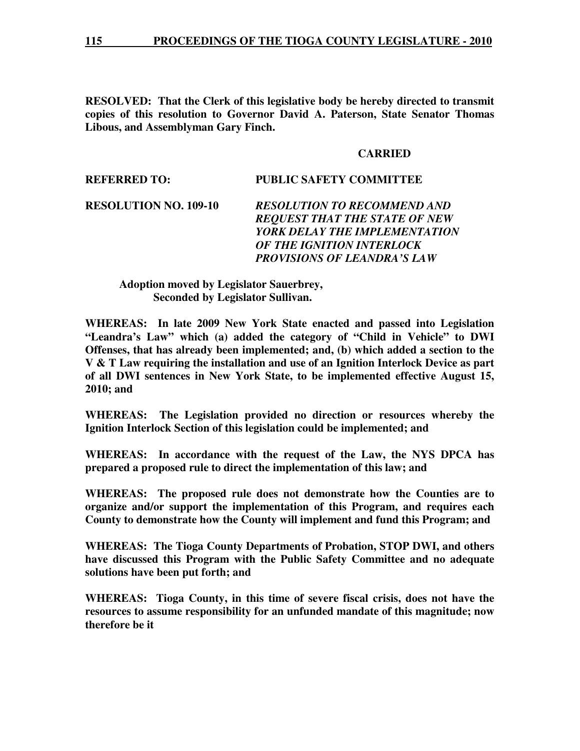**RESOLVED: That the Clerk of this legislative body be hereby directed to transmit copies of this resolution to Governor David A. Paterson, State Senator Thomas Libous, and Assemblyman Gary Finch.**

**CARRIED**

**REFERRED TO: PUBLIC SAFETY COMMITTEE**

**RESOLUTION NO. 109-10** ***RESOLUTION TO RECOMMEND AND REQUEST THAT THE STATE OF NEW YORK DELAY THE IMPLEMENTATION OF THE IGNITION INTERLOCK PROVISIONS OF LEANDRA'S LAW***

**Adoption moved by Legislator Sauerbrey, Seconded by Legislator Sullivan.**

**WHEREAS: In late 2009 New York State enacted and passed into Legislation "Leandra's Law" which (a) added the category of "Child in Vehicle" to DWI Offenses, that has already been implemented; and, (b) which added a section to the V & T Law requiring the installation and use of an Ignition Interlock Device as part of all DWI sentences in New York State, to be implemented effective August 15, 2010; and**

**WHEREAS: The Legislation provided no direction or resources whereby the Ignition Interlock Section of this legislation could be implemented; and**

**WHEREAS: In accordance with the request of the Law, the NYS DPCA has prepared a proposed rule to direct the implementation of this law; and**

**WHEREAS: The proposed rule does not demonstrate how the Counties are to organize and/or support the implementation of this Program, and requires each County to demonstrate how the County will implement and fund this Program; and**

**WHEREAS: The Tioga County Departments of Probation, STOP DWI, and others have discussed this Program with the Public Safety Committee and no adequate solutions have been put forth; and**

**WHEREAS: Tioga County, in this time of severe fiscal crisis, does not have the resources to assume responsibility for an unfunded mandate of this magnitude; now therefore be it**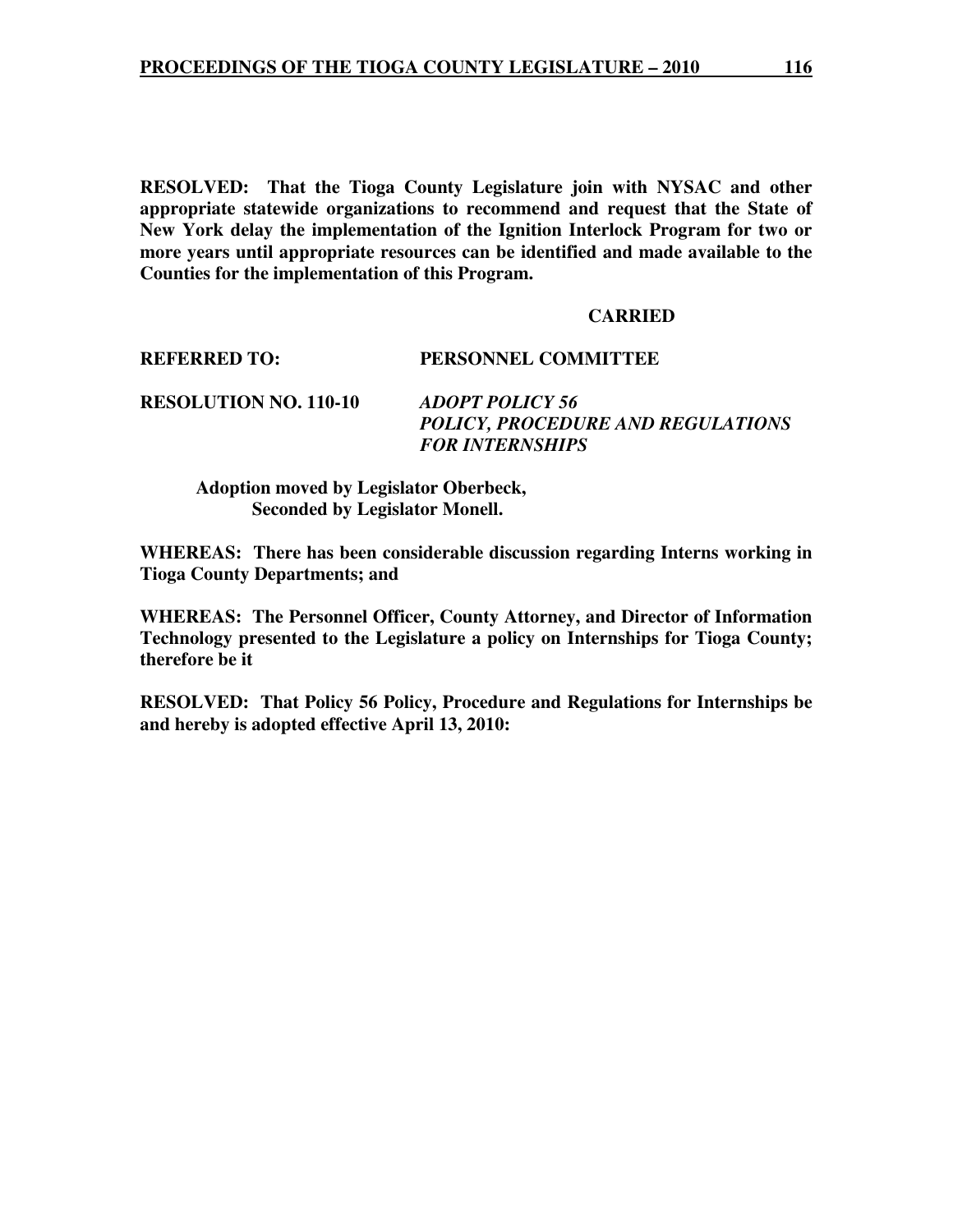**RESOLVED: That the Tioga County Legislature join with NYSAC and other appropriate statewide organizations to recommend and request that the State of New York delay the implementation of the Ignition Interlock Program for two or more years until appropriate resources can be identified and made available to the Counties for the implementation of this Program.**

**CARRIED**

**REFERRED TO:** **PERSONNEL COMMITTEE**

**RESOLUTION NO. 110-10** ***ADOPT POLICY 56 POLICY, PROCEDURE AND REGULATIONS FOR INTERNSHIPS***

**Adoption moved by Legislator Oberbeck,
Seconded by Legislator Monell.**

**WHEREAS: There has been considerable discussion regarding Interns working in Tioga County Departments; and**

**WHEREAS: The Personnel Officer, County Attorney, and Director of Information Technology presented to the Legislature a policy on Internships for Tioga County; therefore be it**

**RESOLVED: That Policy 56 Policy, Procedure and Regulations for Internships be and hereby is adopted effective April 13, 2010:**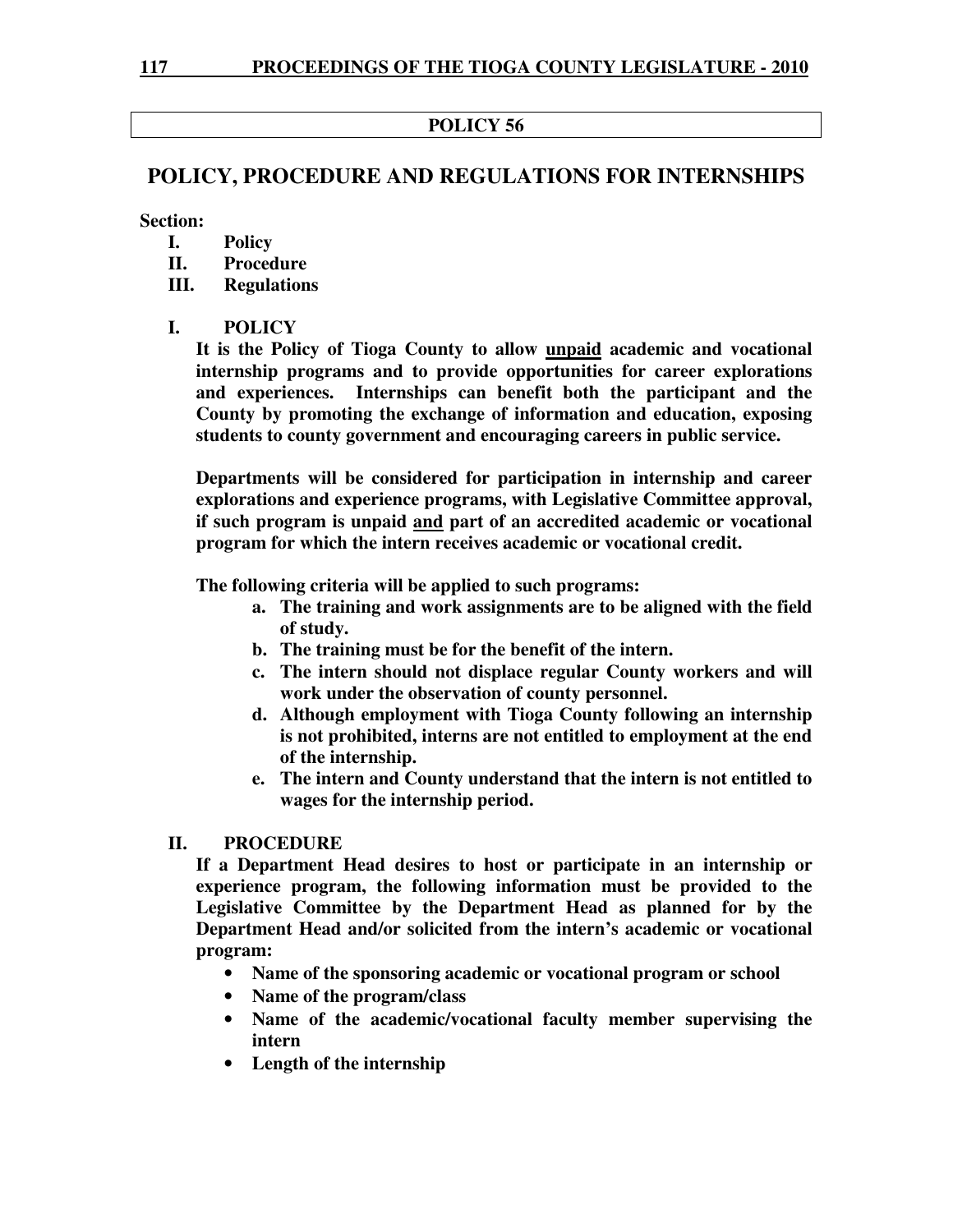**POLICY 56**

# POLICY, PROCEDURE AND REGULATIONS FOR INTERNSHIPS

**Section:**

- **I. Policy**
- **II. Procedure**
- **III. Regulations**

## I. POLICY

**It is the Policy of Tioga County to allow unpaid academic and vocational internship programs and to provide opportunities for career explorations and experiences. Internships can benefit both the participant and the County by promoting the exchange of information and education, exposing students to county government and encouraging careers in public service.**

**Departments will be considered for participation in internship and career explorations and experience programs, with Legislative Committee approval, if such program is unpaid and part of an accredited academic or vocational program for which the intern receives academic or vocational credit.**

**The following criteria will be applied to such programs:**

- **a. The training and work assignments are to be aligned with the field of study.**
- **b. The training must be for the benefit of the intern.**
- **c. The intern should not displace regular County workers and will work under the observation of county personnel.**
- **d. Although employment with Tioga County following an internship is not prohibited, interns are not entitled to employment at the end of the internship.**
- **e. The intern and County understand that the intern is not entitled to wages for the internship period.**

## II. PROCEDURE

**If a Department Head desires to host or participate in an internship or experience program, the following information must be provided to the Legislative Committee by the Department Head as planned for by the Department Head and/or solicited from the intern's academic or vocational program:**

- **Name of the sponsoring academic or vocational program or school**
- **Name of the program/class**
- **Name of the academic/vocational faculty member supervising the intern**
- **Length of the internship**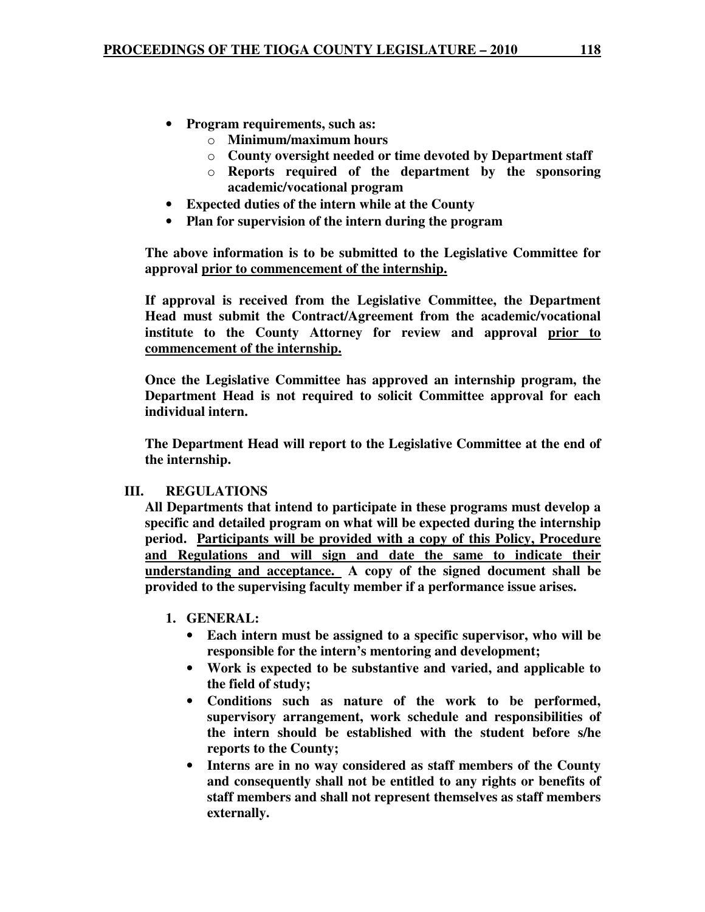- **Program requirements, such as:**
  - **Minimum/maximum hours**
  - **County oversight needed or time devoted by Department staff**
  - **Reports required of the department by the sponsoring academic/vocational program**
- **Expected duties of the intern while at the County**
- **Plan for supervision of the intern during the program**

**The above information is to be submitted to the Legislative Committee for approval <u>prior to commencement of the internship.</u>**

**If approval is received from the Legislative Committee, the Department Head must submit the Contract/Agreement from the academic/vocational institute to the County Attorney for review and approval <u>prior to commencement of the internship.</u>**

**Once the Legislative Committee has approved an internship program, the Department Head is not required to solicit Committee approval for each individual intern.**

**The Department Head will report to the Legislative Committee at the end of the internship.**

## III. REGULATIONS

**All Departments that intend to participate in these programs must develop a specific and detailed program on what will be expected during the internship period. <u>Participants will be provided with a copy of this Policy, Procedure and Regulations and will sign and date the same to indicate their understanding and acceptance.</u> A copy of the signed document shall be provided to the supervising faculty member if a performance issue arises.**

1. **GENERAL:**
   - **Each intern must be assigned to a specific supervisor, who will be responsible for the intern's mentoring and development;**
   - **Work is expected to be substantive and varied, and applicable to the field of study;**
   - **Conditions such as nature of the work to be performed, supervisory arrangement, work schedule and responsibilities of the intern should be established with the student before s/he reports to the County;**
   - **Interns are in no way considered as staff members of the County and consequently shall not be entitled to any rights or benefits of staff members and shall not represent themselves as staff members externally.**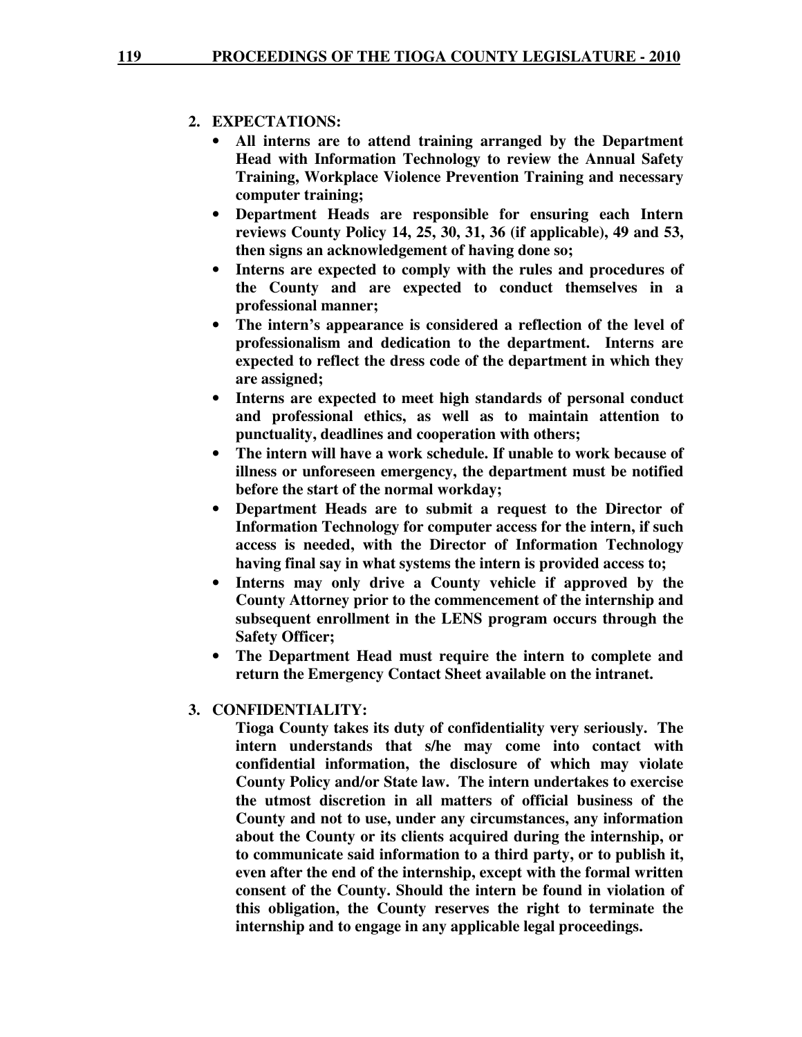**2. EXPECTATIONS:**

- **All interns are to attend training arranged by the Department Head with Information Technology to review the Annual Safety Training, Workplace Violence Prevention Training and necessary computer training;**
- **Department Heads are responsible for ensuring each Intern reviews County Policy 14, 25, 30, 31, 36 (if applicable), 49 and 53, then signs an acknowledgement of having done so;**
- **Interns are expected to comply with the rules and procedures of the County and are expected to conduct themselves in a professional manner;**
- **The intern's appearance is considered a reflection of the level of professionalism and dedication to the department. Interns are expected to reflect the dress code of the department in which they are assigned;**
- **Interns are expected to meet high standards of personal conduct and professional ethics, as well as to maintain attention to punctuality, deadlines and cooperation with others;**
- **The intern will have a work schedule. If unable to work because of illness or unforeseen emergency, the department must be notified before the start of the normal workday;**
- **Department Heads are to submit a request to the Director of Information Technology for computer access for the intern, if such access is needed, with the Director of Information Technology having final say in what systems the intern is provided access to;**
- **Interns may only drive a County vehicle if approved by the County Attorney prior to the commencement of the internship and subsequent enrollment in the LENS program occurs through the Safety Officer;**
- **The Department Head must require the intern to complete and return the Emergency Contact Sheet available on the intranet.**

**3. CONFIDENTIALITY:**

**Tioga County takes its duty of confidentiality very seriously. The intern understands that s/he may come into contact with confidential information, the disclosure of which may violate County Policy and/or State law. The intern undertakes to exercise the utmost discretion in all matters of official business of the County and not to use, under any circumstances, any information about the County or its clients acquired during the internship, or to communicate said information to a third party, or to publish it, even after the end of the internship, except with the formal written consent of the County. Should the intern be found in violation of this obligation, the County reserves the right to terminate the internship and to engage in any applicable legal proceedings.**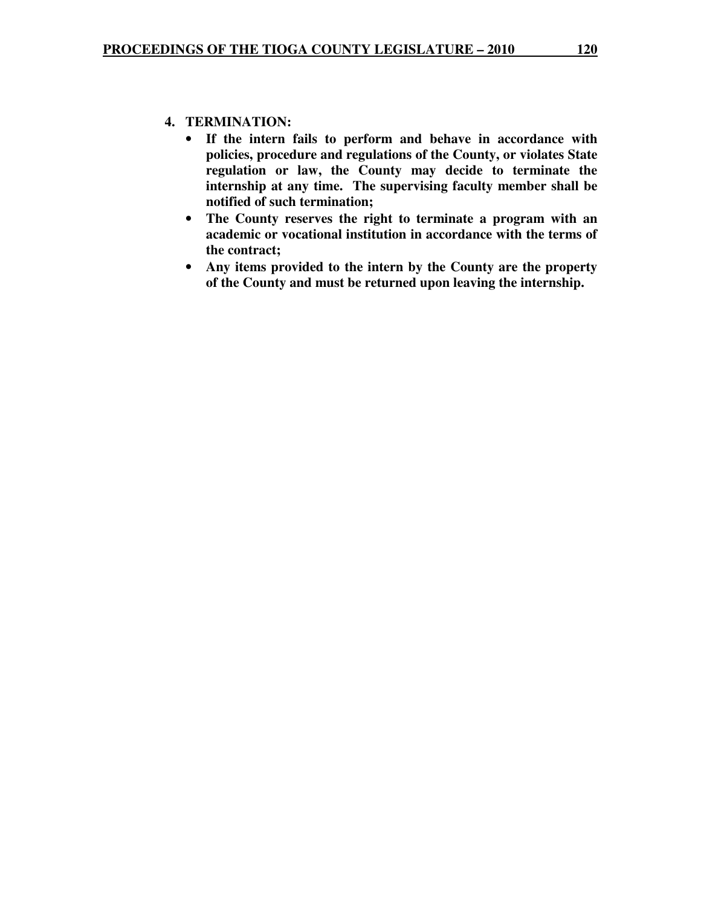**4. TERMINATION:**

- **If the intern fails to perform and behave in accordance with policies, procedure and regulations of the County, or violates State regulation or law, the County may decide to terminate the internship at any time. The supervising faculty member shall be notified of such termination;**
- **The County reserves the right to terminate a program with an academic or vocational institution in accordance with the terms of the contract;**
- **Any items provided to the intern by the County are the property of the County and must be returned upon leaving the internship.**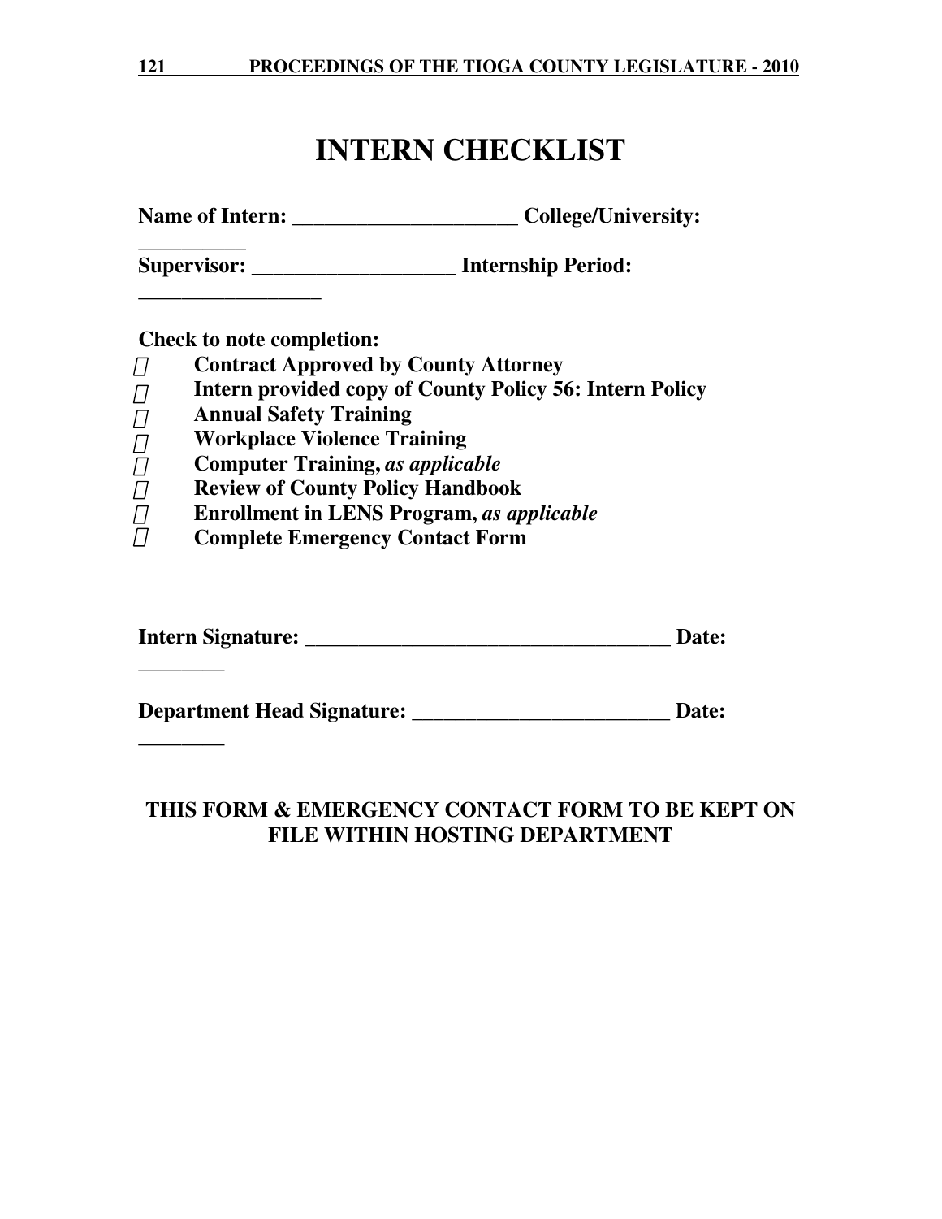# INTERN CHECKLIST

**Name of Intern: ____________________ College/University: __________**

**Supervisor: ___________________ Internship Period: _________________**

**Check to note completion:**

- ☐ **Contract Approved by County Attorney**
- ☐ **Intern provided copy of County Policy 56: Intern Policy**
- ☐ **Annual Safety Training**
- ☐ **Workplace Violence Training**
- ☐ **Computer Training,** ***as applicable***
- ☐ **Review of County Policy Handbook**
- ☐ **Enrollment in LENS Program,** ***as applicable***
- ☐ **Complete Emergency Contact Form**

**Intern Signature: ___________________________________ Date: ________**

**Department Head Signature: ________________________ Date: ________**

**THIS FORM & EMERGENCY CONTACT FORM TO BE KEPT ON FILE WITHIN HOSTING DEPARTMENT**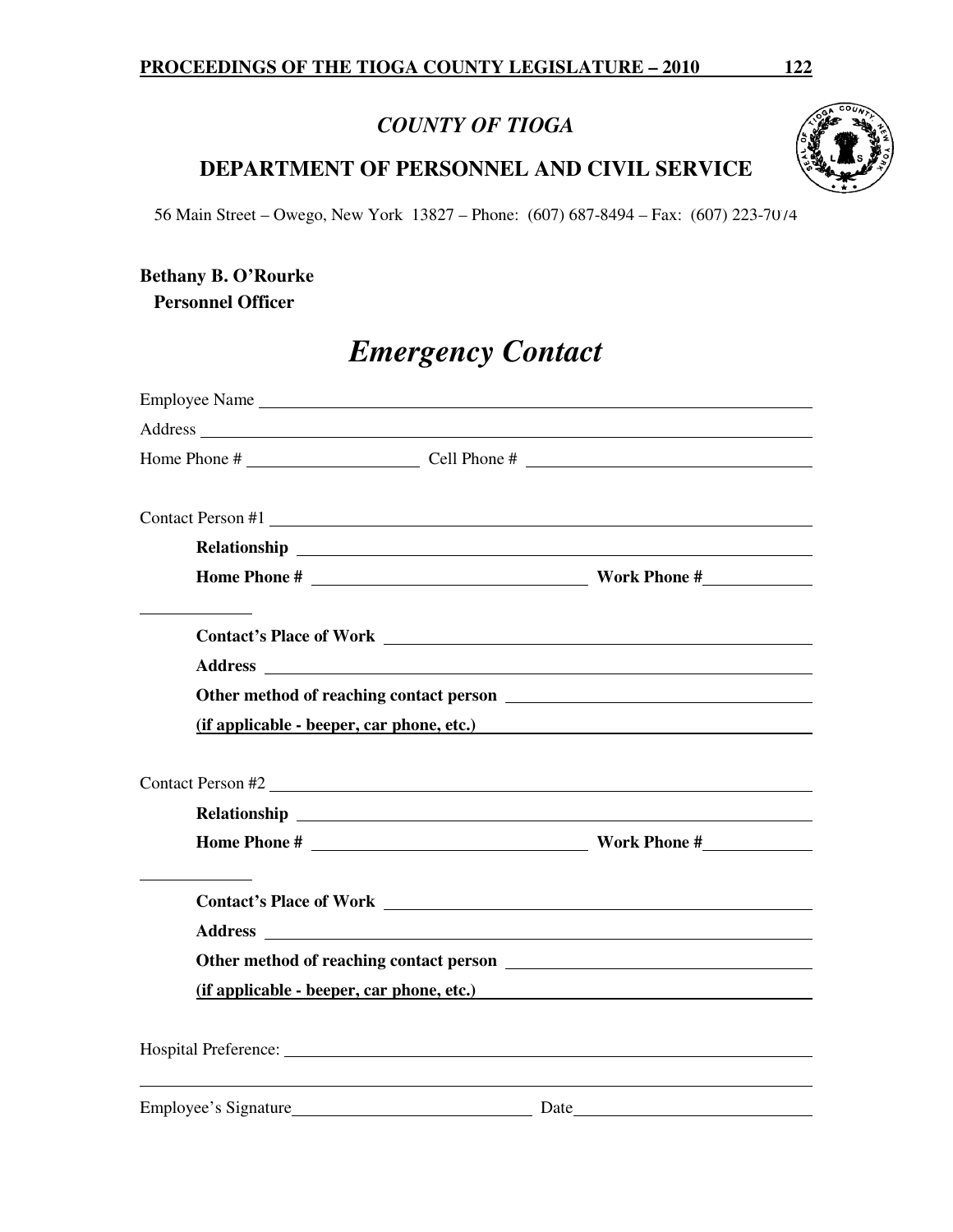## *COUNTY OF TIOGA*

## DEPARTMENT OF PERSONNEL AND CIVIL SERVICE

56 Main Street – Owego, New York 13827 – Phone: (607) 687-8494 – Fax: (607) 223-7074

**Bethany B. O'Rourke**
**Personnel Officer**

# *Emergency Contact*

Employee Name ______________________________________________

Address ______________________________________________

Home Phone # ____________________ Cell Phone # ____________________

Contact Person #1 ______________________________________________

**Relationship** ______________________________________________

**Home Phone #** ____________________ **Work Phone #** ____________

**Contact's Place of Work** ______________________________________________

**Address** ______________________________________________

**Other method of reaching contact person** ______________________________

**(if applicable - beeper, car phone, etc.)** ______________________________

Contact Person #2 ______________________________________________

**Relationship** ______________________________________________

**Home Phone #** ____________________ **Work Phone #** ____________

**Contact's Place of Work** ______________________________________________

**Address** ______________________________________________

**Other method of reaching contact person** ______________________________

**(if applicable - beeper, car phone, etc.)** ______________________________

Hospital Preference: ______________________________________________

Employee's Signature ____________________ Date ____________________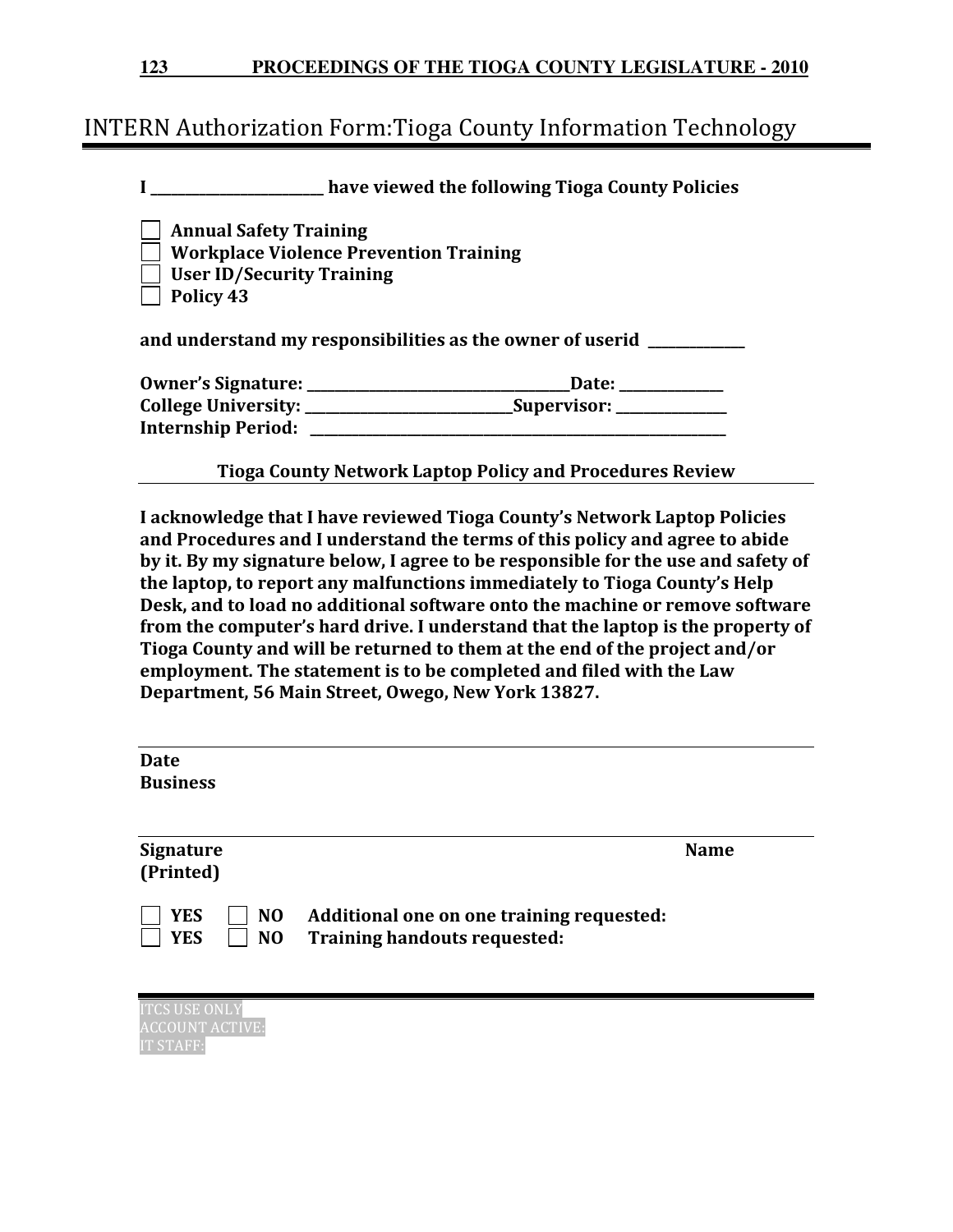# INTERN Authorization Form:Tioga County Information Technology

**I \_\_\_\_\_\_\_\_\_\_\_\_\_\_\_\_\_\_\_\_\_\_\_\_\_\_\_\_ have viewed the following Tioga County Policies**

- ☐ **Annual Safety Training**
- ☐ **Workplace Violence Prevention Training**
- ☐ **User ID/Security Training**
- ☐ **Policy 43**

**and understand my responsibilities as the owner of userid \_\_\_\_\_\_\_\_\_\_\_\_\_\_\_**

**Owner's Signature: \_\_\_\_\_\_\_\_\_\_\_\_\_\_\_\_\_\_\_\_\_\_\_\_\_\_\_\_\_\_\_\_\_\_\_\_\_\_\_\_Date: \_\_\_\_\_\_\_\_\_\_\_\_\_\_\_\_**
**College University: \_\_\_\_\_\_\_\_\_\_\_\_\_\_\_\_\_\_\_\_\_\_\_\_\_\_\_\_\_\_\_\_Supervisor: \_\_\_\_\_\_\_\_\_\_\_\_\_\_\_\_\_**
**Internship Period: \_\_\_\_\_\_\_\_\_\_\_\_\_\_\_\_\_\_\_\_\_\_\_\_\_\_\_\_\_\_\_\_\_\_\_\_\_\_\_\_\_\_\_\_\_\_\_\_\_\_\_\_\_\_\_\_\_\_\_\_\_\_\_\_**

## Tioga County Network Laptop Policy and Procedures Review

**I acknowledge that I have reviewed Tioga County's Network Laptop Policies and Procedures and I understand the terms of this policy and agree to abide by it. By my signature below, I agree to be responsible for the use and safety of the laptop, to report any malfunctions immediately to Tioga County's Help Desk, and to load no additional software onto the machine or remove software from the computer's hard drive. I understand that the laptop is the property of Tioga County and will be returned to them at the end of the project and/or employment. The statement is to be completed and filed with the Law Department, 56 Main Street, Owego, New York 13827.**

---

**Date**
**Business**

---

**Signature** **Name**
**(Printed)**

- ☐ **YES** ☐ **NO** **Additional one on one training requested:**
- ☐ **YES** ☐ **NO** **Training handouts requested:**

---

ITCS USE ONLY
ACCOUNT ACTIVE:
IT STAFF: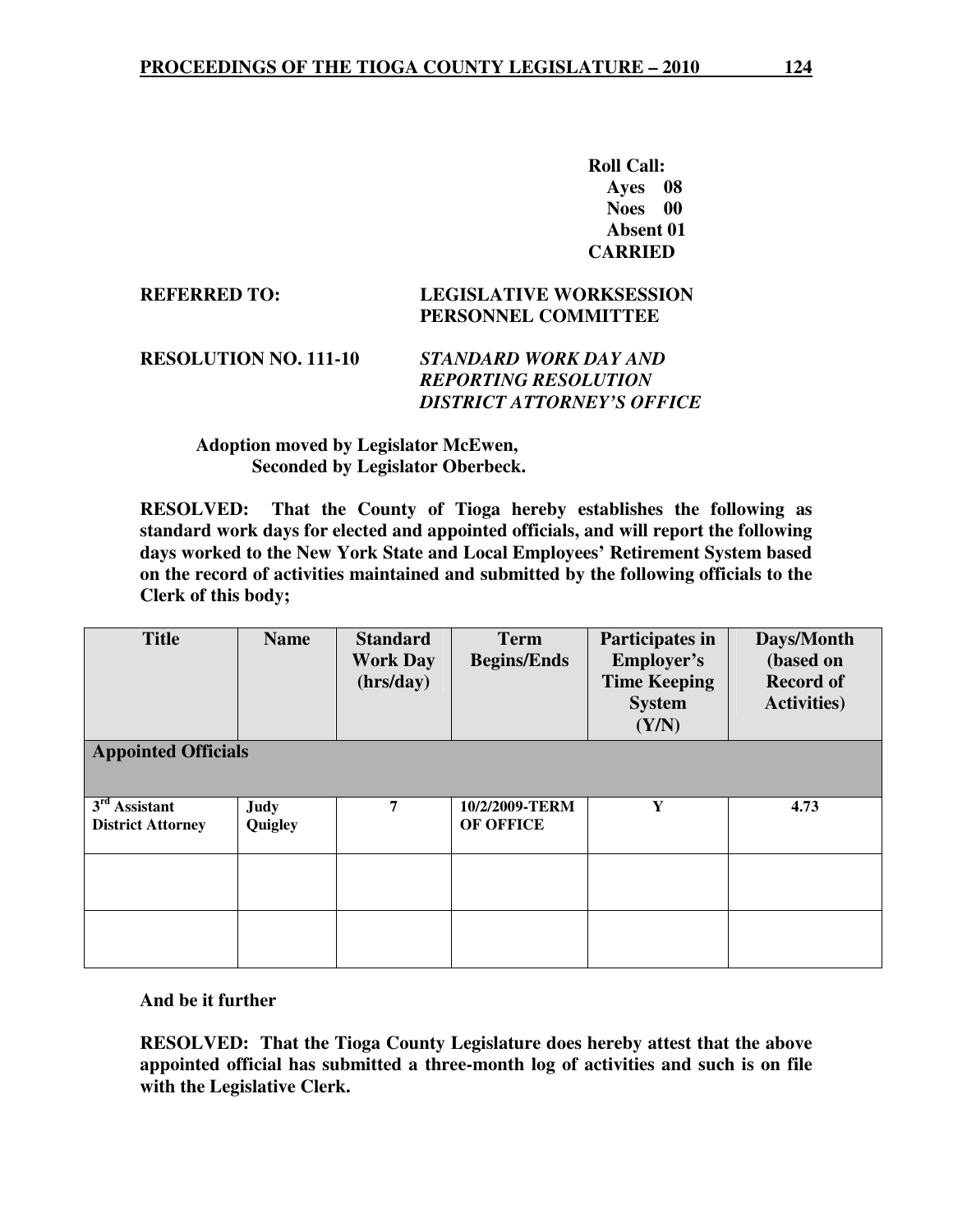**Roll Call:**
**Ayes 08**
**Noes 00**
**Absent 01**
**CARRIED**

**REFERRED TO:** **LEGISLATIVE WORKSESSION**
**PERSONNEL COMMITTEE**

**RESOLUTION NO. 111-10** ***STANDARD WORK DAY AND REPORTING RESOLUTION DISTRICT ATTORNEY'S OFFICE***

**Adoption moved by Legislator McEwen,**
**Seconded by Legislator Oberbeck.**

**RESOLVED: That the County of Tioga hereby establishes the following as standard work days for elected and appointed officials, and will report the following days worked to the New York State and Local Employees' Retirement System based on the record of activities maintained and submitted by the following officials to the Clerk of this body;**

| Title | Name | Standard Work Day (hrs/day) | Term Begins/Ends | Participates in Employer's Time Keeping System (Y/N) | Days/Month (based on Record of Activities) |
|---|---|---|---|---|---|
| **Appointed Officials** | | | | | |
| 3rd Assistant District Attorney | Judy Quigley | 7 | 10/2/2009-TERM OF OFFICE | Y | 4.73 |
| | | | | | |
| | | | | | |

**And be it further**

**RESOLVED: That the Tioga County Legislature does hereby attest that the above appointed official has submitted a three-month log of activities and such is on file with the Legislative Clerk.**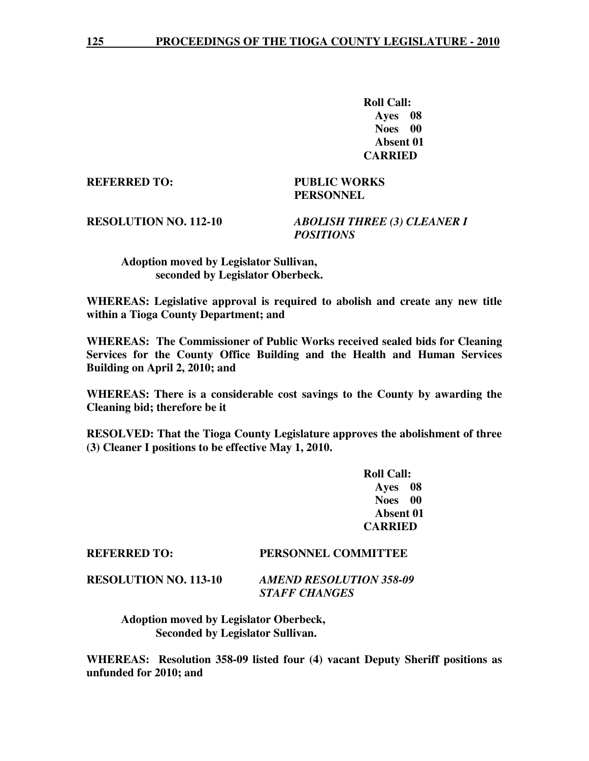**Roll Call:**
**Ayes 08**
**Noes 00**
**Absent 01**
**CARRIED**

**REFERRED TO: PUBLIC WORKS**
**PERSONNEL**

**RESOLUTION NO. 112-10** ***ABOLISH THREE (3) CLEANER I POSITIONS***

**Adoption moved by Legislator Sullivan,**
**seconded by Legislator Oberbeck.**

**WHEREAS: Legislative approval is required to abolish and create any new title within a Tioga County Department; and**

**WHEREAS: The Commissioner of Public Works received sealed bids for Cleaning Services for the County Office Building and the Health and Human Services Building on April 2, 2010; and**

**WHEREAS: There is a considerable cost savings to the County by awarding the Cleaning bid; therefore be it**

**RESOLVED: That the Tioga County Legislature approves the abolishment of three (3) Cleaner I positions to be effective May 1, 2010.**

**Roll Call:**
**Ayes 08**
**Noes 00**
**Absent 01**
**CARRIED**

**REFERRED TO: PERSONNEL COMMITTEE**

**RESOLUTION NO. 113-10** ***AMEND RESOLUTION 358-09 STAFF CHANGES***

**Adoption moved by Legislator Oberbeck,**
**Seconded by Legislator Sullivan.**

**WHEREAS: Resolution 358-09 listed four (4) vacant Deputy Sheriff positions as unfunded for 2010; and**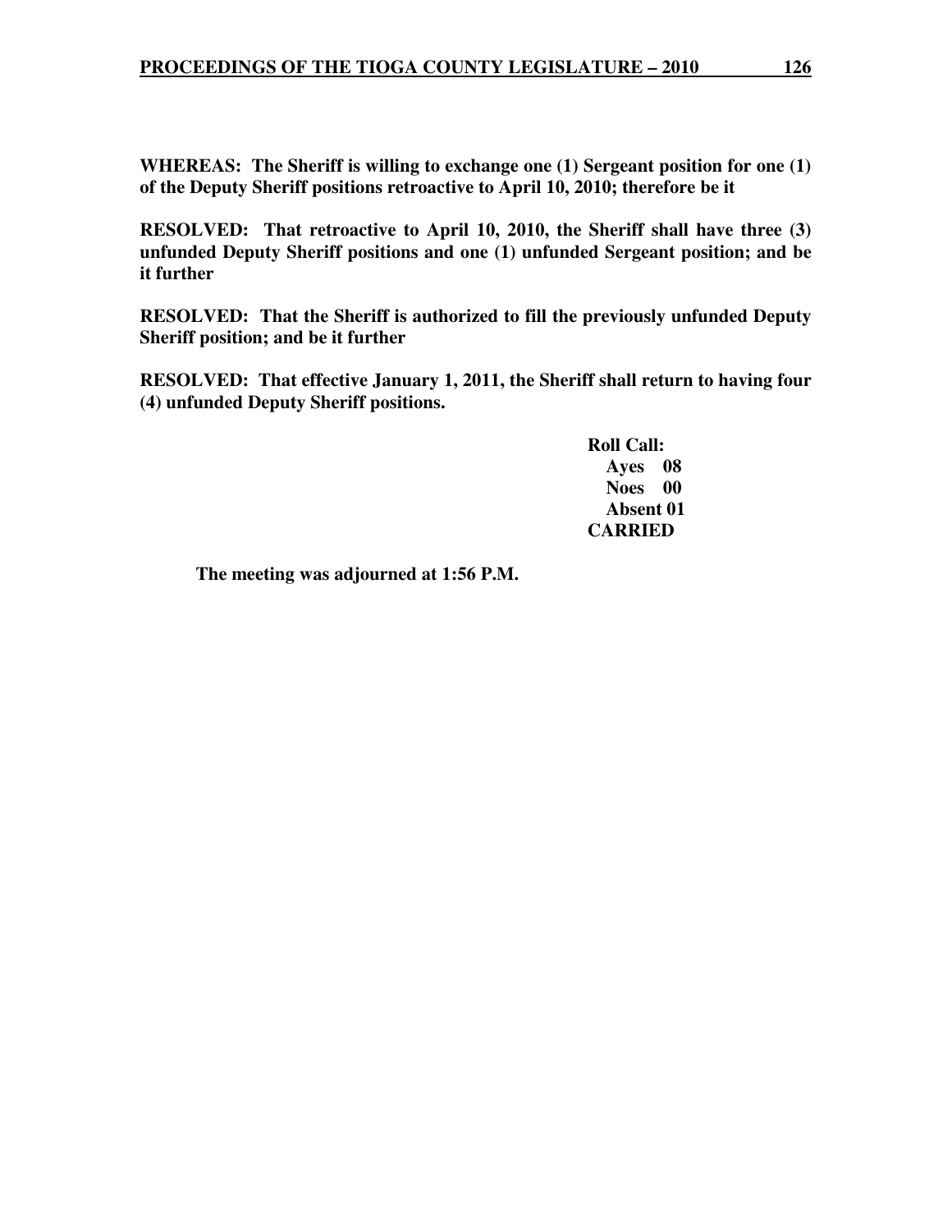**WHEREAS: The Sheriff is willing to exchange one (1) Sergeant position for one (1) of the Deputy Sheriff positions retroactive to April 10, 2010; therefore be it**

**RESOLVED: That retroactive to April 10, 2010, the Sheriff shall have three (3) unfunded Deputy Sheriff positions and one (1) unfunded Sergeant position; and be it further**

**RESOLVED: That the Sheriff is authorized to fill the previously unfunded Deputy Sheriff position; and be it further**

**RESOLVED: That effective January 1, 2011, the Sheriff shall return to having four (4) unfunded Deputy Sheriff positions.**

**Roll Call:**
**Ayes 08**
**Noes 00**
**Absent 01**
**CARRIED**

**The meeting was adjourned at 1:56 P.M.**